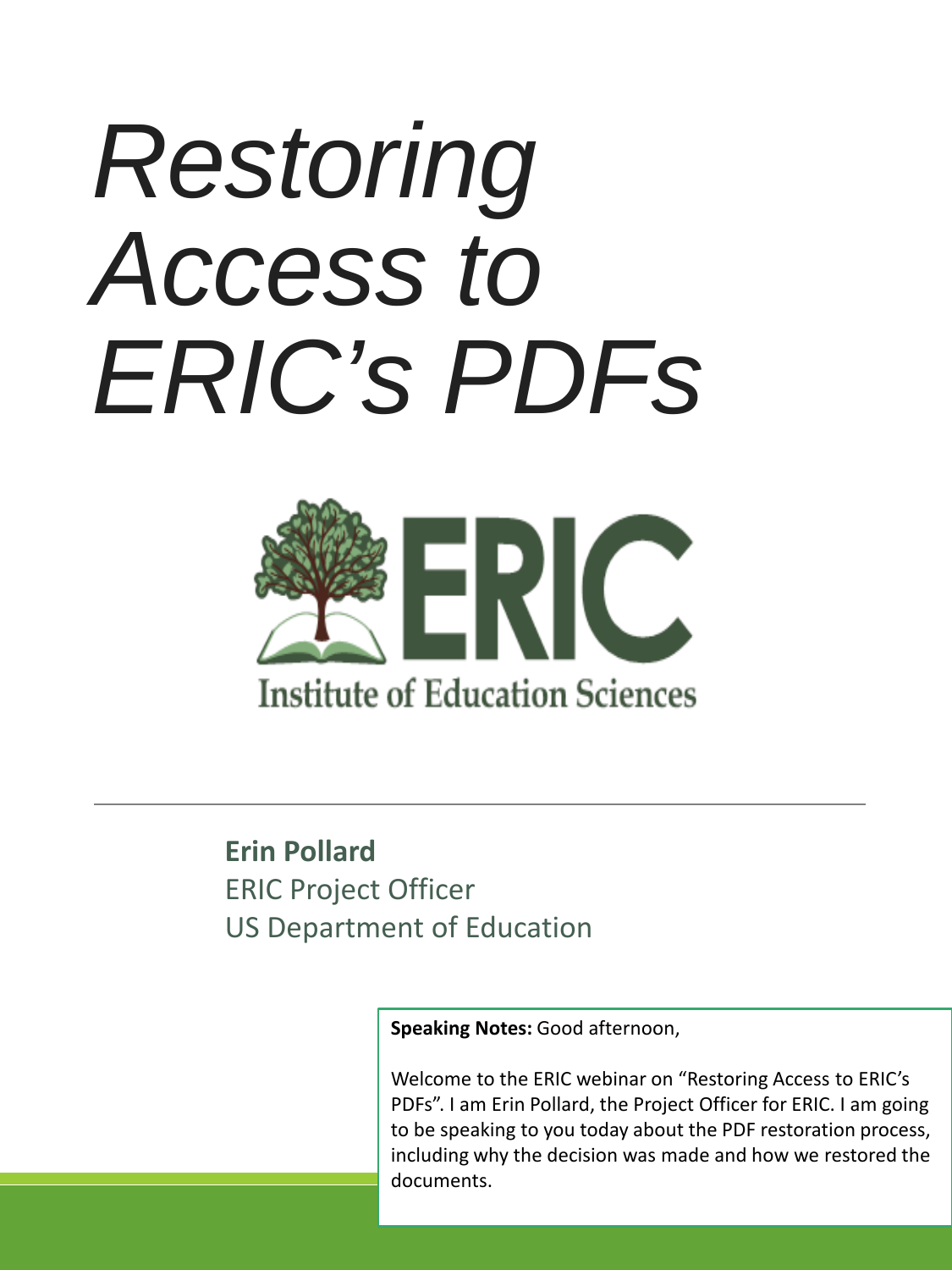# *Restoring Access to ERIC's PDFs*

ERIC

Institute of Education Sciences

---

**Erin Pollard**
ERIC Project Officer
US Department of Education

**Speaking Notes:** Good afternoon,

Welcome to the ERIC webinar on "Restoring Access to ERIC's PDFs". I am Erin Pollard, the Project Officer for ERIC. I am going to be speaking to you today about the PDF restoration process, including why the decision was made and how we restored the documents.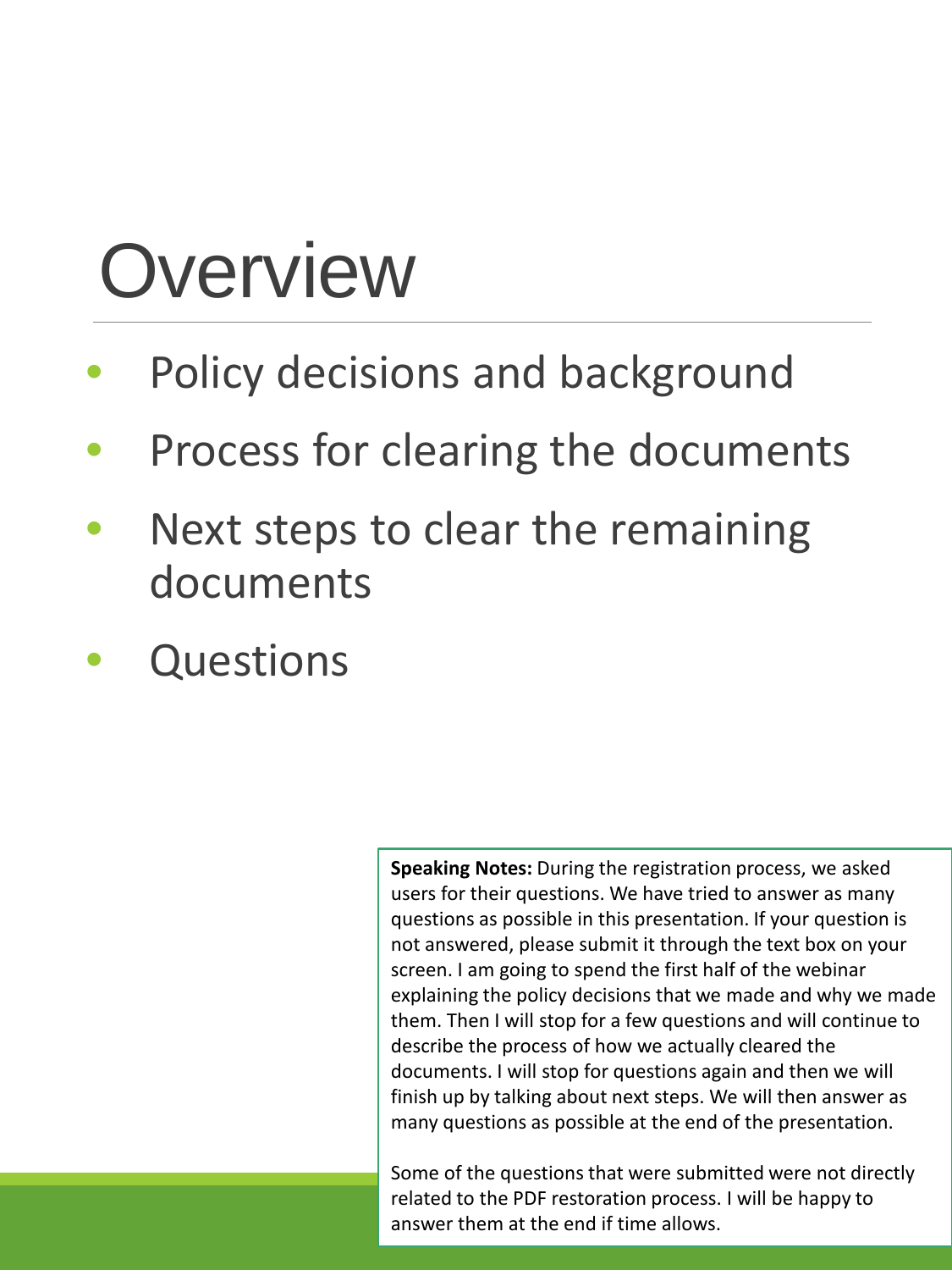# Overview

- Policy decisions and background
- Process for clearing the documents
- Next steps to clear the remaining documents
- Questions

**Speaking Notes:** During the registration process, we asked users for their questions. We have tried to answer as many questions as possible in this presentation. If your question is not answered, please submit it through the text box on your screen. I am going to spend the first half of the webinar explaining the policy decisions that we made and why we made them. Then I will stop for a few questions and will continue to describe the process of how we actually cleared the documents. I will stop for questions again and then we will finish up by talking about next steps. We will then answer as many questions as possible at the end of the presentation.

Some of the questions that were submitted were not directly related to the PDF restoration process. I will be happy to answer them at the end if time allows.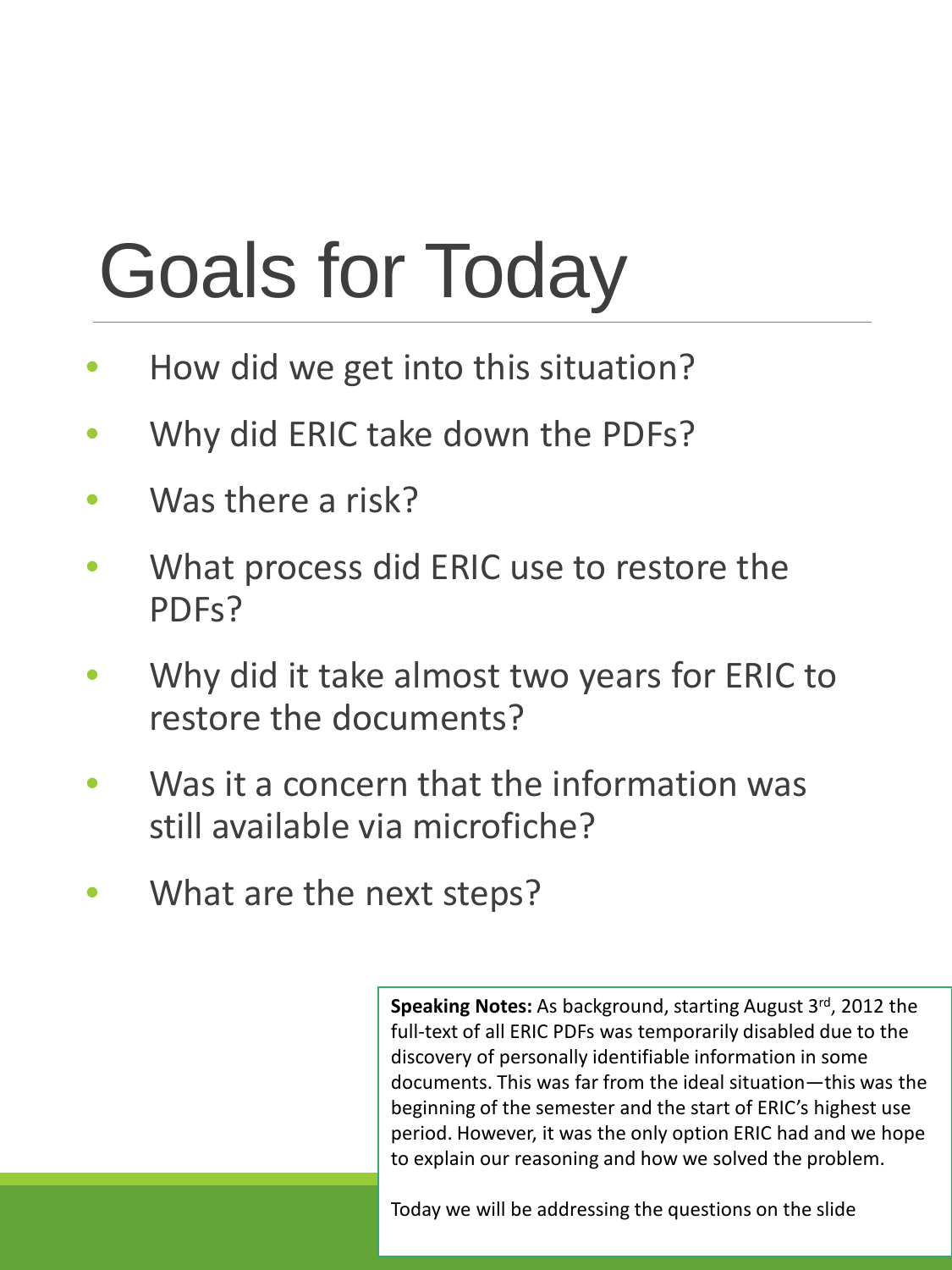# Goals for Today

- How did we get into this situation?
- Why did ERIC take down the PDFs?
- Was there a risk?
- What process did ERIC use to restore the PDFs?
- Why did it take almost two years for ERIC to restore the documents?
- Was it a concern that the information was still available via microfiche?
- What are the next steps?

**Speaking Notes:** As background, starting August 3rd, 2012 the full-text of all ERIC PDFs was temporarily disabled due to the discovery of personally identifiable information in some documents. This was far from the ideal situation—this was the beginning of the semester and the start of ERIC's highest use period. However, it was the only option ERIC had and we hope to explain our reasoning and how we solved the problem.

Today we will be addressing the questions on the slide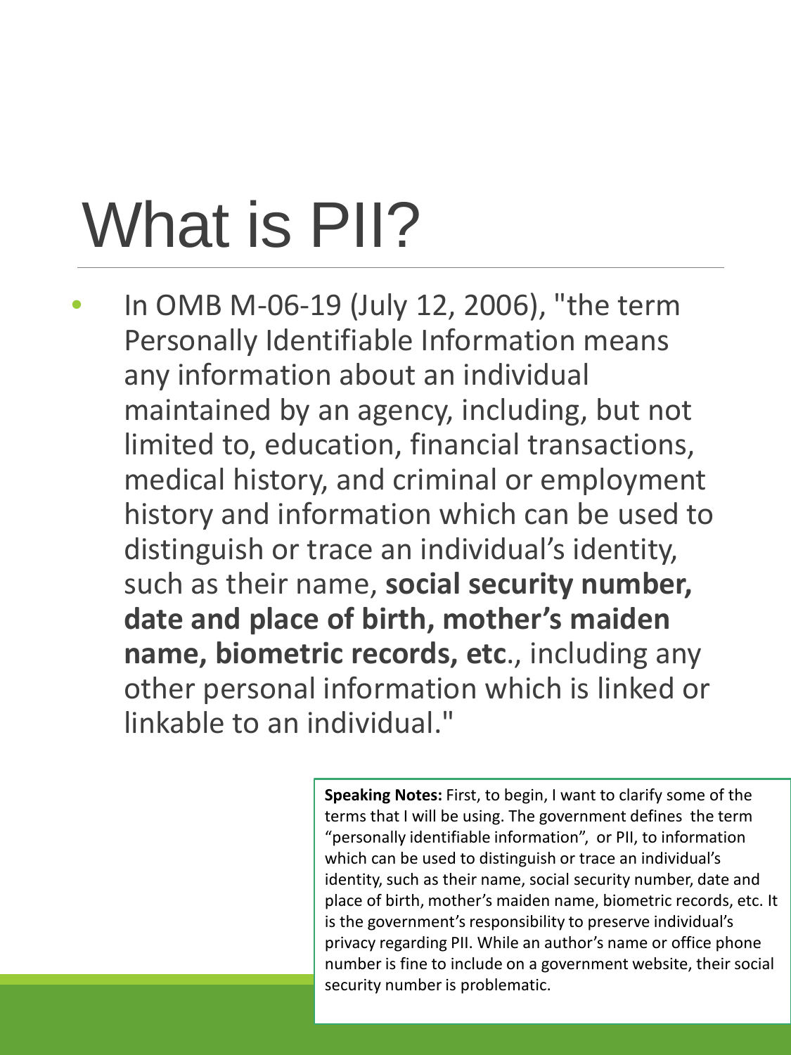# What is PII?

- In OMB M-06-19 (July 12, 2006), "the term Personally Identifiable Information means any information about an individual maintained by an agency, including, but not limited to, education, financial transactions, medical history, and criminal or employment history and information which can be used to distinguish or trace an individual's identity, such as their name, **social security number, date and place of birth, mother's maiden name, biometric records, etc**., including any other personal information which is linked or linkable to an individual."

**Speaking Notes:** First, to begin, I want to clarify some of the terms that I will be using. The government defines the term "personally identifiable information", or PII, to information which can be used to distinguish or trace an individual's identity, such as their name, social security number, date and place of birth, mother's maiden name, biometric records, etc. It is the government's responsibility to preserve individual's privacy regarding PII. While an author's name or office phone number is fine to include on a government website, their social security number is problematic.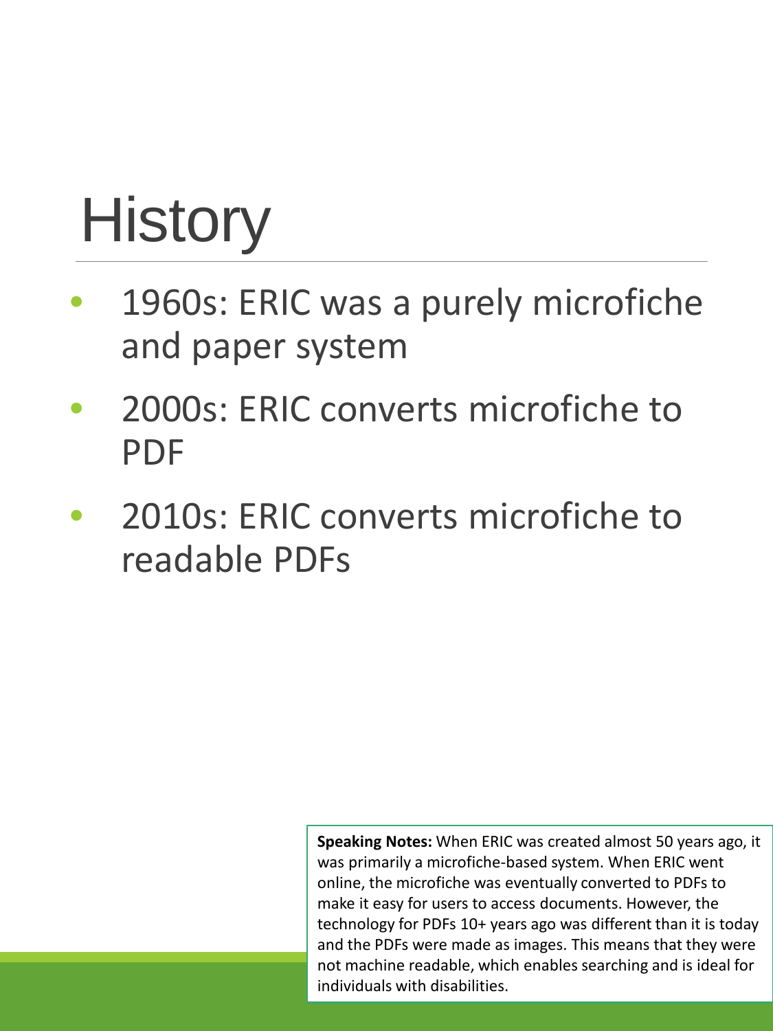# History

- 1960s: ERIC was a purely microfiche and paper system
- 2000s: ERIC converts microfiche to PDF
- 2010s: ERIC converts microfiche to readable PDFs

**Speaking Notes:** When ERIC was created almost 50 years ago, it was primarily a microfiche-based system. When ERIC went online, the microfiche was eventually converted to PDFs to make it easy for users to access documents. However, the technology for PDFs 10+ years ago was different than it is today and the PDFs were made as images. This means that they were not machine readable, which enables searching and is ideal for individuals with disabilities.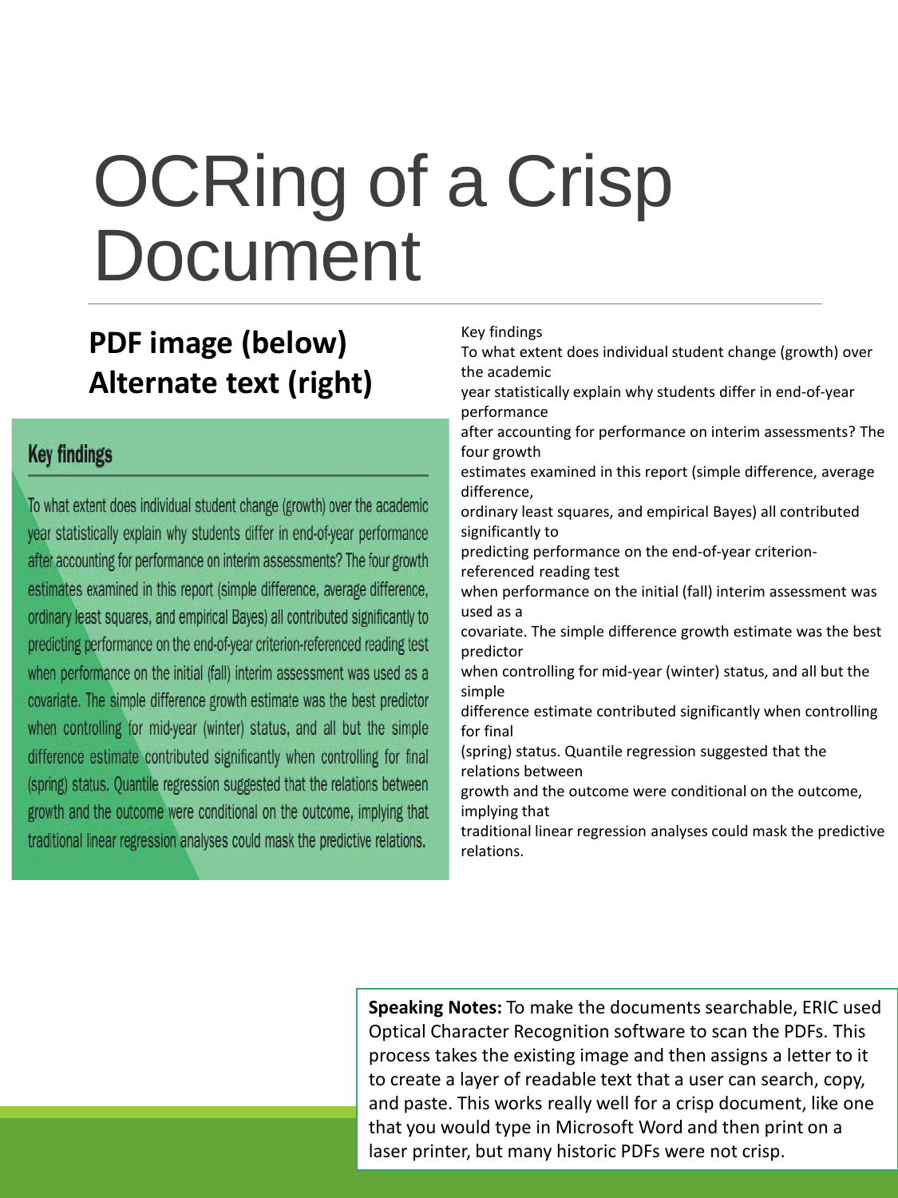# OCRing of a Crisp Document

## PDF image (below) Alternate text (right)

### Key findings

To what extent does individual student change (growth) over the academic year statistically explain why students differ in end-of-year performance after accounting for performance on interim assessments? The four growth estimates examined in this report (simple difference, average difference, ordinary least squares, and empirical Bayes) all contributed significantly to predicting performance on the end-of-year criterion-referenced reading test when performance on the initial (fall) interim assessment was used as a covariate. The simple difference growth estimate was the best predictor when controlling for mid-year (winter) status, and all but the simple difference estimate contributed significantly when controlling for final (spring) status. Quantile regression suggested that the relations between growth and the outcome were conditional on the outcome, implying that traditional linear regression analyses could mask the predictive relations.

Key findings

To what extent does individual student change (growth) over the academic

year statistically explain why students differ in end-of-year performance

after accounting for performance on interim assessments? The four growth

estimates examined in this report (simple difference, average difference,

ordinary least squares, and empirical Bayes) all contributed significantly to

predicting performance on the end-of-year criterion-referenced reading test

when performance on the initial (fall) interim assessment was used as a

covariate. The simple difference growth estimate was the best predictor

when controlling for mid-year (winter) status, and all but the simple

difference estimate contributed significantly when controlling for final

(spring) status. Quantile regression suggested that the relations between

growth and the outcome were conditional on the outcome, implying that

traditional linear regression analyses could mask the predictive relations.

**Speaking Notes:** To make the documents searchable, ERIC used Optical Character Recognition software to scan the PDFs. This process takes the existing image and then assigns a letter to it to create a layer of readable text that a user can search, copy, and paste. This works really well for a crisp document, like one that you would type in Microsoft Word and then print on a laser printer, but many historic PDFs were not crisp.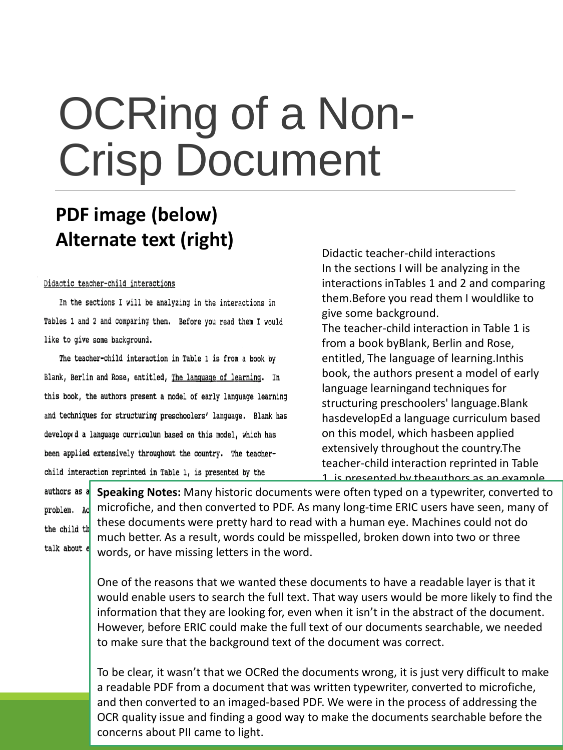# OCRing of a Non-Crisp Document

**PDF image (below)**
**Alternate text (right)**

Didactic teacher-child interactions

In the sections I will be analyzing in the interactions in Tables 1 and 2 and comparing them. Before you read them I would like to give some background.

The teacher-child interaction in Table 1 is from a book by Blank, Berlin and Rose, entitled, The language of learning. In this book, the authors present a model of early language learning and techniques for structuring preschoolers' language. Blank has developed a language curriculum based on this model, which has been applied extensively throughout the country. The teacher-child interaction reprinted in Table 1, is presented by the

authors as a

problem. Ac

the child th

talk about e

Didactic teacher-child interactions
In the sections I will be analyzing in the interactions inTables 1 and 2 and comparing them.Before you read them I wouldlike to give some background.
The teacher-child interaction in Table 1 is from a book byBlank, Berlin and Rose, entitled, The language of learning.Inthis book, the authors present a model of early language learningand techniques for structuring preschoolers' language.Blank hasdevelopEd a language curriculum based on this model, which hasbeen applied extensively throughout the country.The teacher-child interaction reprinted in Table 1, is presented by theauthors as an example

**Speaking Notes:** Many historic documents were often typed on a typewriter, converted to microfiche, and then converted to PDF. As many long-time ERIC users have seen, many of these documents were pretty hard to read with a human eye. Machines could not do much better. As a result, words could be misspelled, broken down into two or three words, or have missing letters in the word.

One of the reasons that we wanted these documents to have a readable layer is that it would enable users to search the full text. That way users would be more likely to find the information that they are looking for, even when it isn't in the abstract of the document. However, before ERIC could make the full text of our documents searchable, we needed to make sure that the background text of the document was correct.

To be clear, it wasn't that we OCRed the documents wrong, it is just very difficult to make a readable PDF from a document that was written typewriter, converted to microfiche, and then converted to an imaged-based PDF. We were in the process of addressing the OCR quality issue and finding a good way to make the documents searchable before the concerns about PII came to light.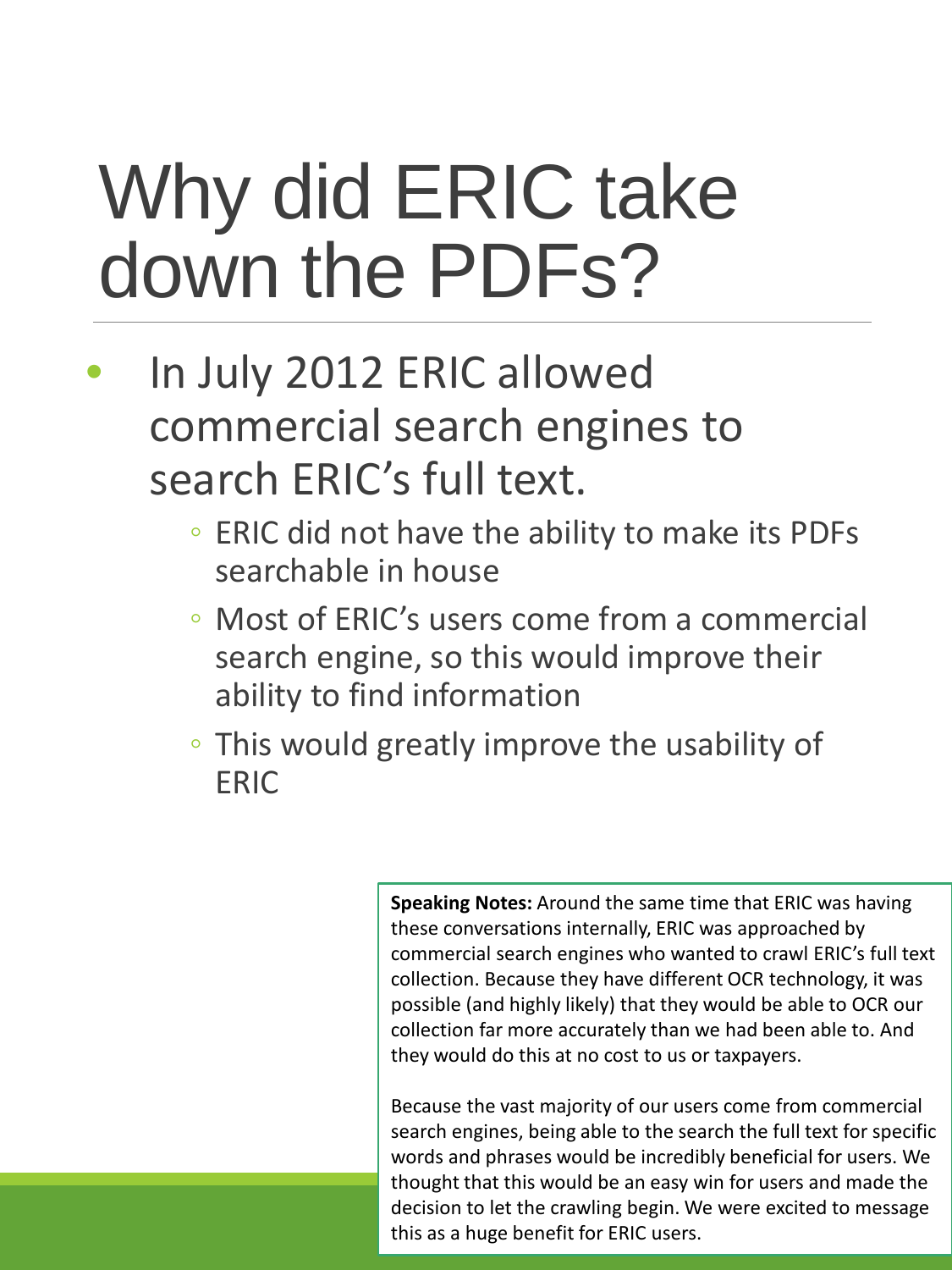# Why did ERIC take down the PDFs?

- In July 2012 ERIC allowed commercial search engines to search ERIC's full text.
  - ERIC did not have the ability to make its PDFs searchable in house
  - Most of ERIC's users come from a commercial search engine, so this would improve their ability to find information
  - This would greatly improve the usability of ERIC

**Speaking Notes:** Around the same time that ERIC was having these conversations internally, ERIC was approached by commercial search engines who wanted to crawl ERIC's full text collection. Because they have different OCR technology, it was possible (and highly likely) that they would be able to OCR our collection far more accurately than we had been able to. And they would do this at no cost to us or taxpayers.

Because the vast majority of our users come from commercial search engines, being able to the search the full text for specific words and phrases would be incredibly beneficial for users. We thought that this would be an easy win for users and made the decision to let the crawling begin. We were excited to message this as a huge benefit for ERIC users.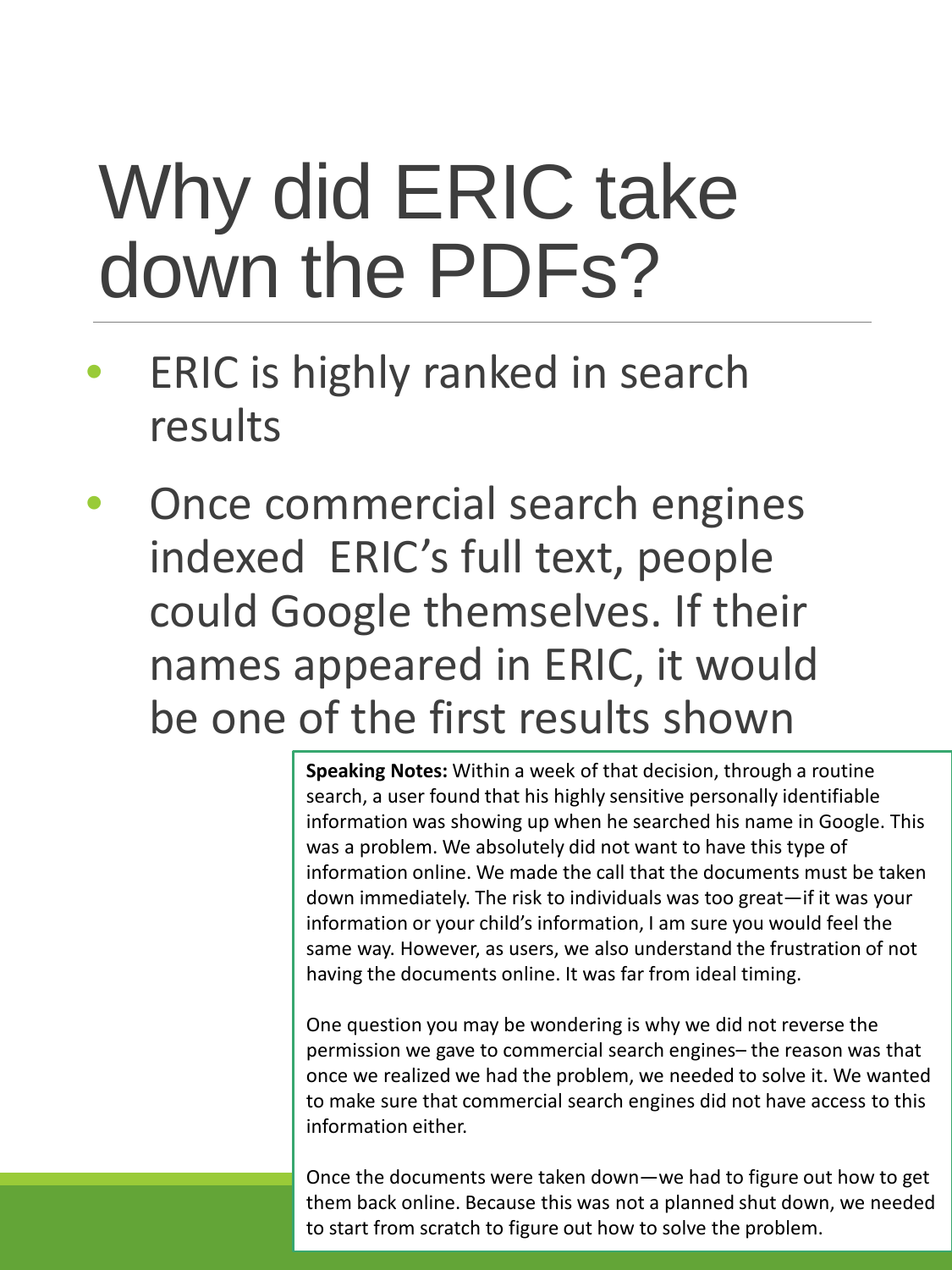# Why did ERIC take down the PDFs?

- ERIC is highly ranked in search results
- Once commercial search engines indexed ERIC's full text, people could Google themselves. If their names appeared in ERIC, it would be one of the first results shown

**Speaking Notes:** Within a week of that decision, through a routine search, a user found that his highly sensitive personally identifiable information was showing up when he searched his name in Google. This was a problem. We absolutely did not want to have this type of information online. We made the call that the documents must be taken down immediately. The risk to individuals was too great—if it was your information or your child's information, I am sure you would feel the same way. However, as users, we also understand the frustration of not having the documents online. It was far from ideal timing.

One question you may be wondering is why we did not reverse the permission we gave to commercial search engines– the reason was that once we realized we had the problem, we needed to solve it. We wanted to make sure that commercial search engines did not have access to this information either.

Once the documents were taken down—we had to figure out how to get them back online. Because this was not a planned shut down, we needed to start from scratch to figure out how to solve the problem.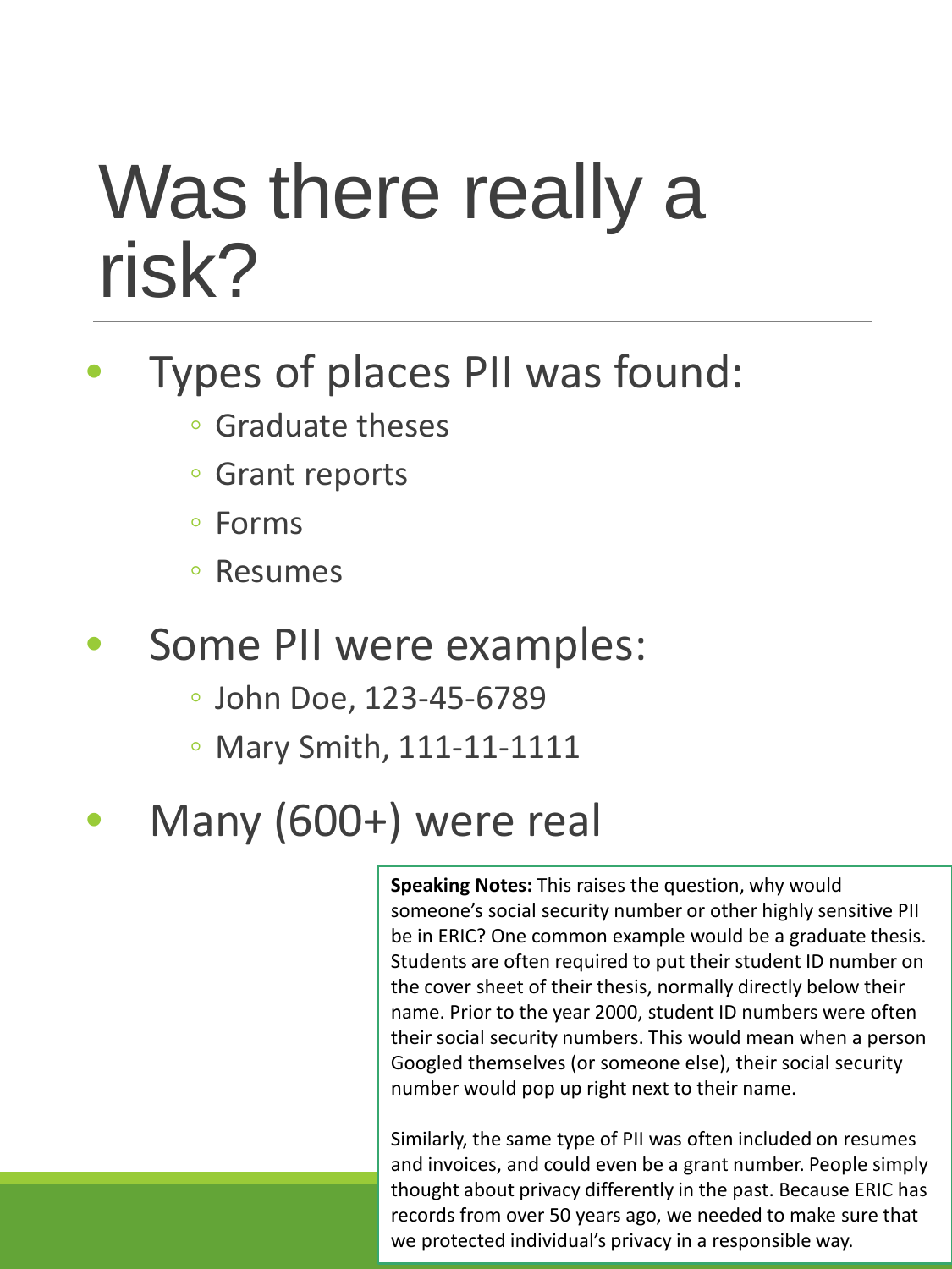# Was there really a risk?

- Types of places PII was found:
  - Graduate theses
  - Grant reports
  - Forms
  - Resumes
- Some PII were examples:
  - John Doe, 123-45-6789
  - Mary Smith, 111-11-1111
- Many (600+) were real

**Speaking Notes:** This raises the question, why would someone's social security number or other highly sensitive PII be in ERIC? One common example would be a graduate thesis. Students are often required to put their student ID number on the cover sheet of their thesis, normally directly below their name. Prior to the year 2000, student ID numbers were often their social security numbers. This would mean when a person Googled themselves (or someone else), their social security number would pop up right next to their name.

Similarly, the same type of PII was often included on resumes and invoices, and could even be a grant number. People simply thought about privacy differently in the past. Because ERIC has records from over 50 years ago, we needed to make sure that we protected individual's privacy in a responsible way.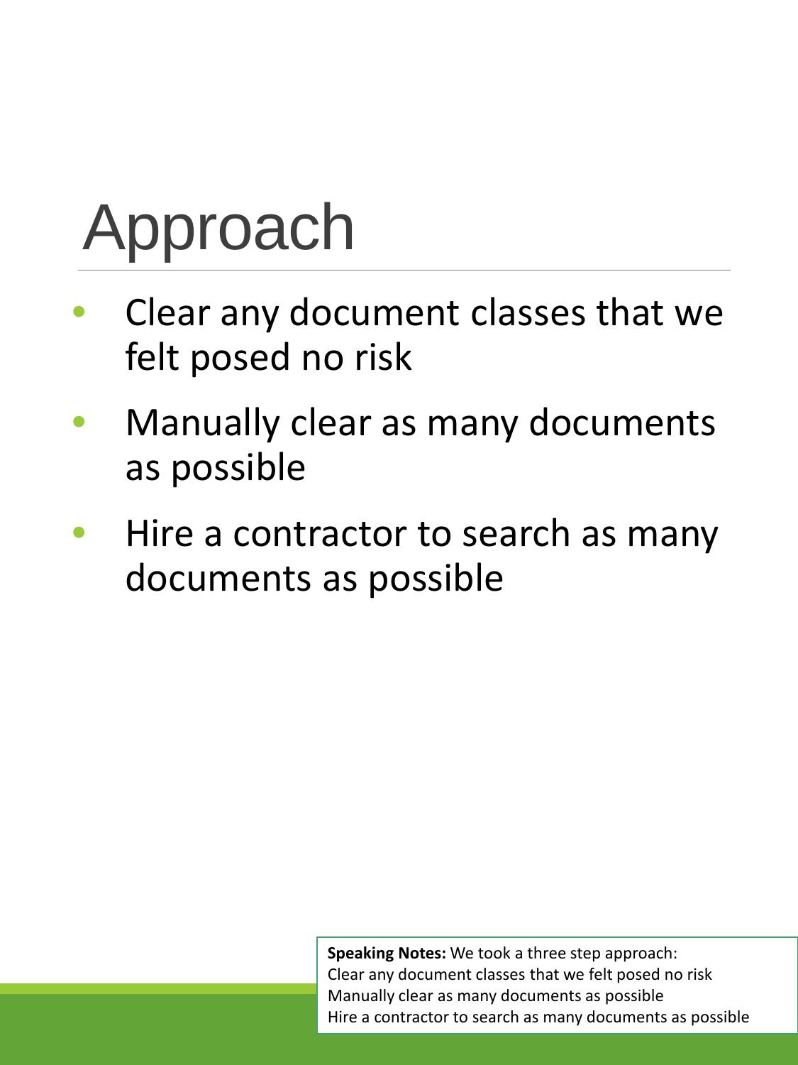# Approach

- Clear any document classes that we felt posed no risk
- Manually clear as many documents as possible
- Hire a contractor to search as many documents as possible

**Speaking Notes:** We took a three step approach:
Clear any document classes that we felt posed no risk
Manually clear as many documents as possible
Hire a contractor to search as many documents as possible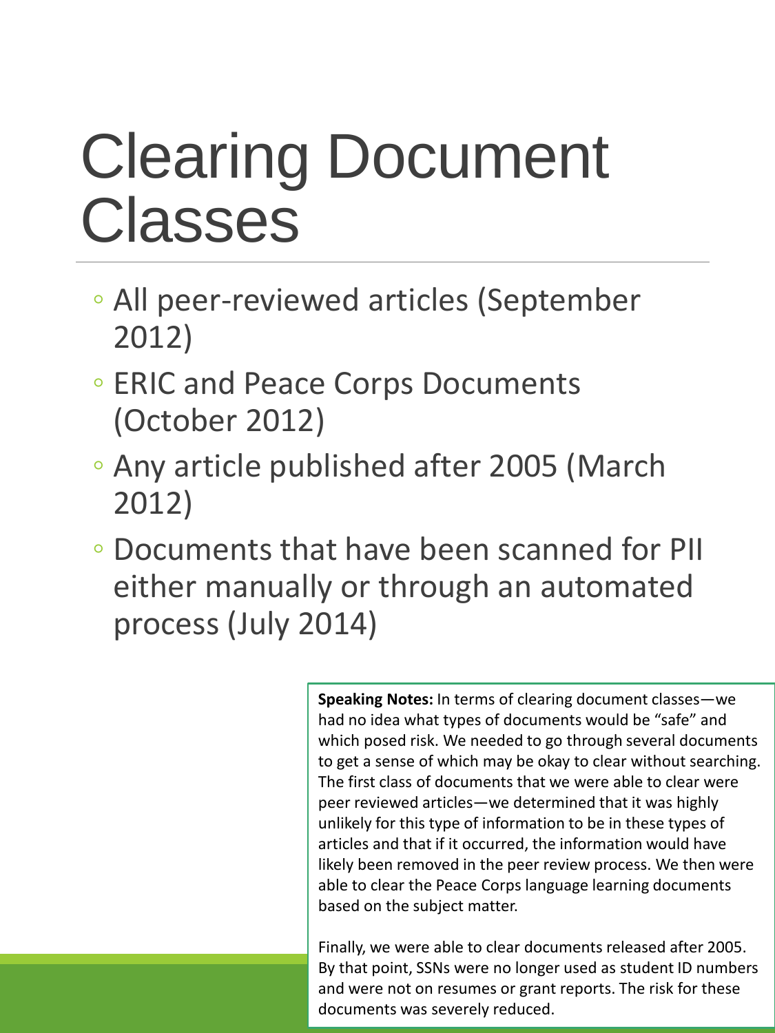# Clearing Document Classes

- All peer-reviewed articles (September 2012)
- ERIC and Peace Corps Documents (October 2012)
- Any article published after 2005 (March 2012)
- Documents that have been scanned for PII either manually or through an automated process (July 2014)

**Speaking Notes:** In terms of clearing document classes—we had no idea what types of documents would be "safe" and which posed risk. We needed to go through several documents to get a sense of which may be okay to clear without searching. The first class of documents that we were able to clear were peer reviewed articles—we determined that it was highly unlikely for this type of information to be in these types of articles and that if it occurred, the information would have likely been removed in the peer review process. We then were able to clear the Peace Corps language learning documents based on the subject matter.

Finally, we were able to clear documents released after 2005. By that point, SSNs were no longer used as student ID numbers and were not on resumes or grant reports. The risk for these documents was severely reduced.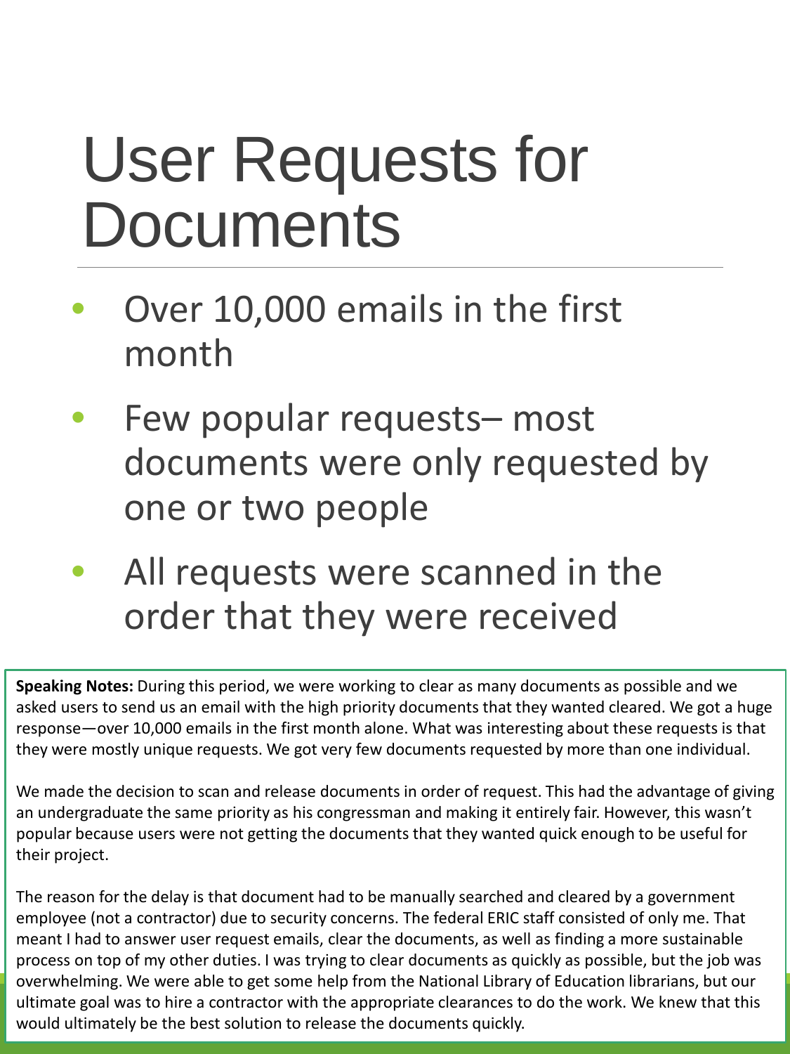# User Requests for Documents

- Over 10,000 emails in the first month
- Few popular requests– most documents were only requested by one or two people
- All requests were scanned in the order that they were received

**Speaking Notes:** During this period, we were working to clear as many documents as possible and we asked users to send us an email with the high priority documents that they wanted cleared. We got a huge response—over 10,000 emails in the first month alone. What was interesting about these requests is that they were mostly unique requests. We got very few documents requested by more than one individual.

We made the decision to scan and release documents in order of request. This had the advantage of giving an undergraduate the same priority as his congressman and making it entirely fair. However, this wasn't popular because users were not getting the documents that they wanted quick enough to be useful for their project.

The reason for the delay is that document had to be manually searched and cleared by a government employee (not a contractor) due to security concerns. The federal ERIC staff consisted of only me. That meant I had to answer user request emails, clear the documents, as well as finding a more sustainable process on top of my other duties. I was trying to clear documents as quickly as possible, but the job was overwhelming. We were able to get some help from the National Library of Education librarians, but our ultimate goal was to hire a contractor with the appropriate clearances to do the work. We knew that this would ultimately be the best solution to release the documents quickly.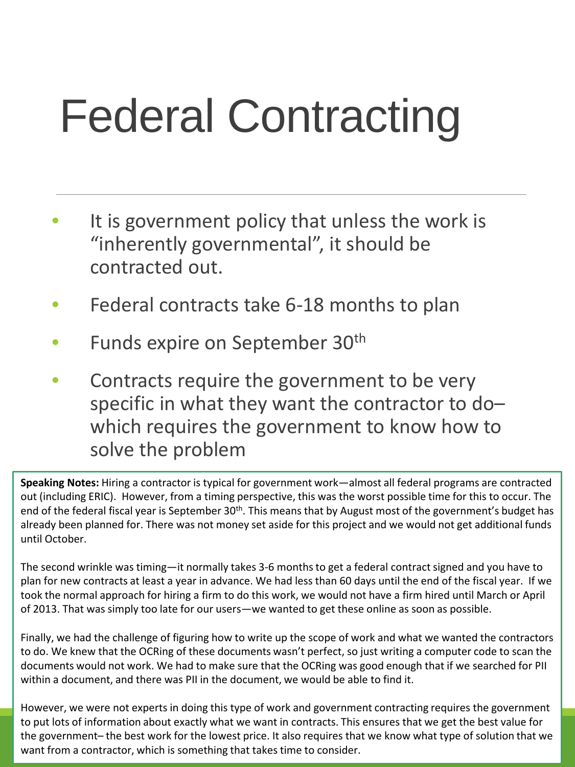# Federal Contracting

- It is government policy that unless the work is "inherently governmental", it should be contracted out.
- Federal contracts take 6-18 months to plan
- Funds expire on September 30th
- Contracts require the government to be very specific in what they want the contractor to do– which requires the government to know how to solve the problem

**Speaking Notes:** Hiring a contractor is typical for government work—almost all federal programs are contracted out (including ERIC). However, from a timing perspective, this was the worst possible time for this to occur. The end of the federal fiscal year is September 30th. This means that by August most of the government's budget has already been planned for. There was not money set aside for this project and we would not get additional funds until October.

The second wrinkle was timing—it normally takes 3-6 months to get a federal contract signed and you have to plan for new contracts at least a year in advance. We had less than 60 days until the end of the fiscal year. If we took the normal approach for hiring a firm to do this work, we would not have a firm hired until March or April of 2013. That was simply too late for our users—we wanted to get these online as soon as possible.

Finally, we had the challenge of figuring how to write up the scope of work and what we wanted the contractors to do. We knew that the OCRing of these documents wasn't perfect, so just writing a computer code to scan the documents would not work. We had to make sure that the OCRing was good enough that if we searched for PII within a document, and there was PII in the document, we would be able to find it.

However, we were not experts in doing this type of work and government contracting requires the government to put lots of information about exactly what we want in contracts. This ensures that we get the best value for the government– the best work for the lowest price. It also requires that we know what type of solution that we want from a contractor, which is something that takes time to consider.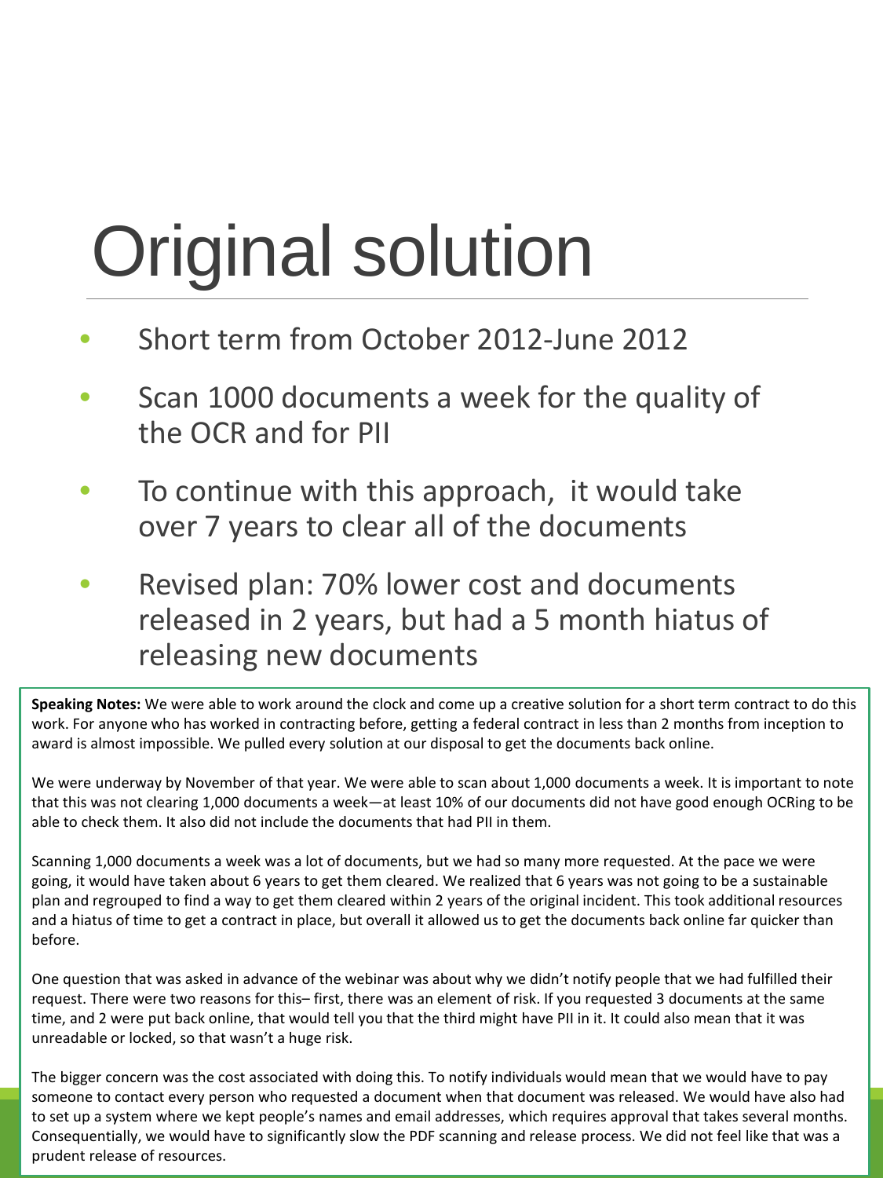# Original solution

- Short term from October 2012-June 2012
- Scan 1000 documents a week for the quality of the OCR and for PII
- To continue with this approach, it would take over 7 years to clear all of the documents
- Revised plan: 70% lower cost and documents released in 2 years, but had a 5 month hiatus of releasing new documents

**Speaking Notes:** We were able to work around the clock and come up a creative solution for a short term contract to do this work. For anyone who has worked in contracting before, getting a federal contract in less than 2 months from inception to award is almost impossible. We pulled every solution at our disposal to get the documents back online.

We were underway by November of that year. We were able to scan about 1,000 documents a week. It is important to note that this was not clearing 1,000 documents a week—at least 10% of our documents did not have good enough OCRing to be able to check them. It also did not include the documents that had PII in them.

Scanning 1,000 documents a week was a lot of documents, but we had so many more requested. At the pace we were going, it would have taken about 6 years to get them cleared. We realized that 6 years was not going to be a sustainable plan and regrouped to find a way to get them cleared within 2 years of the original incident. This took additional resources and a hiatus of time to get a contract in place, but overall it allowed us to get the documents back online far quicker than before.

One question that was asked in advance of the webinar was about why we didn't notify people that we had fulfilled their request. There were two reasons for this– first, there was an element of risk. If you requested 3 documents at the same time, and 2 were put back online, that would tell you that the third might have PII in it. It could also mean that it was unreadable or locked, so that wasn't a huge risk.

The bigger concern was the cost associated with doing this. To notify individuals would mean that we would have to pay someone to contact every person who requested a document when that document was released. We would have also had to set up a system where we kept people's names and email addresses, which requires approval that takes several months. Consequentially, we would have to significantly slow the PDF scanning and release process. We did not feel like that was a prudent release of resources.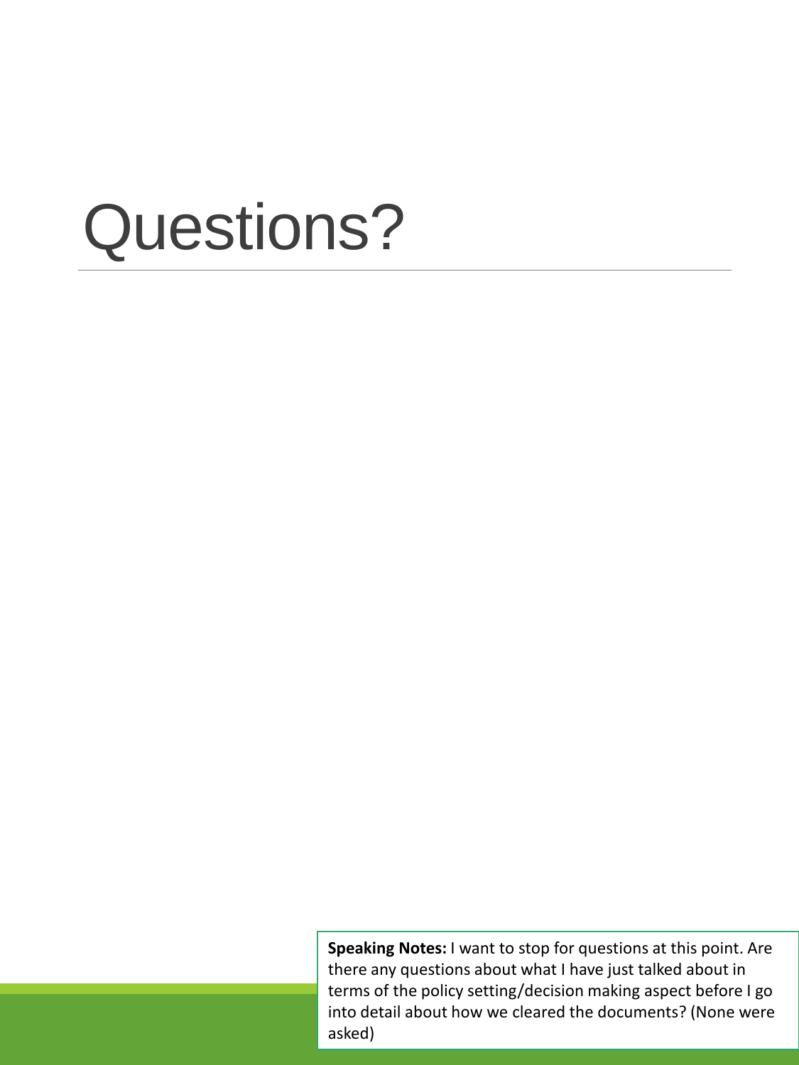# Questions?

**Speaking Notes:** I want to stop for questions at this point. Are there any questions about what I have just talked about in terms of the policy setting/decision making aspect before I go into detail about how we cleared the documents? (None were asked)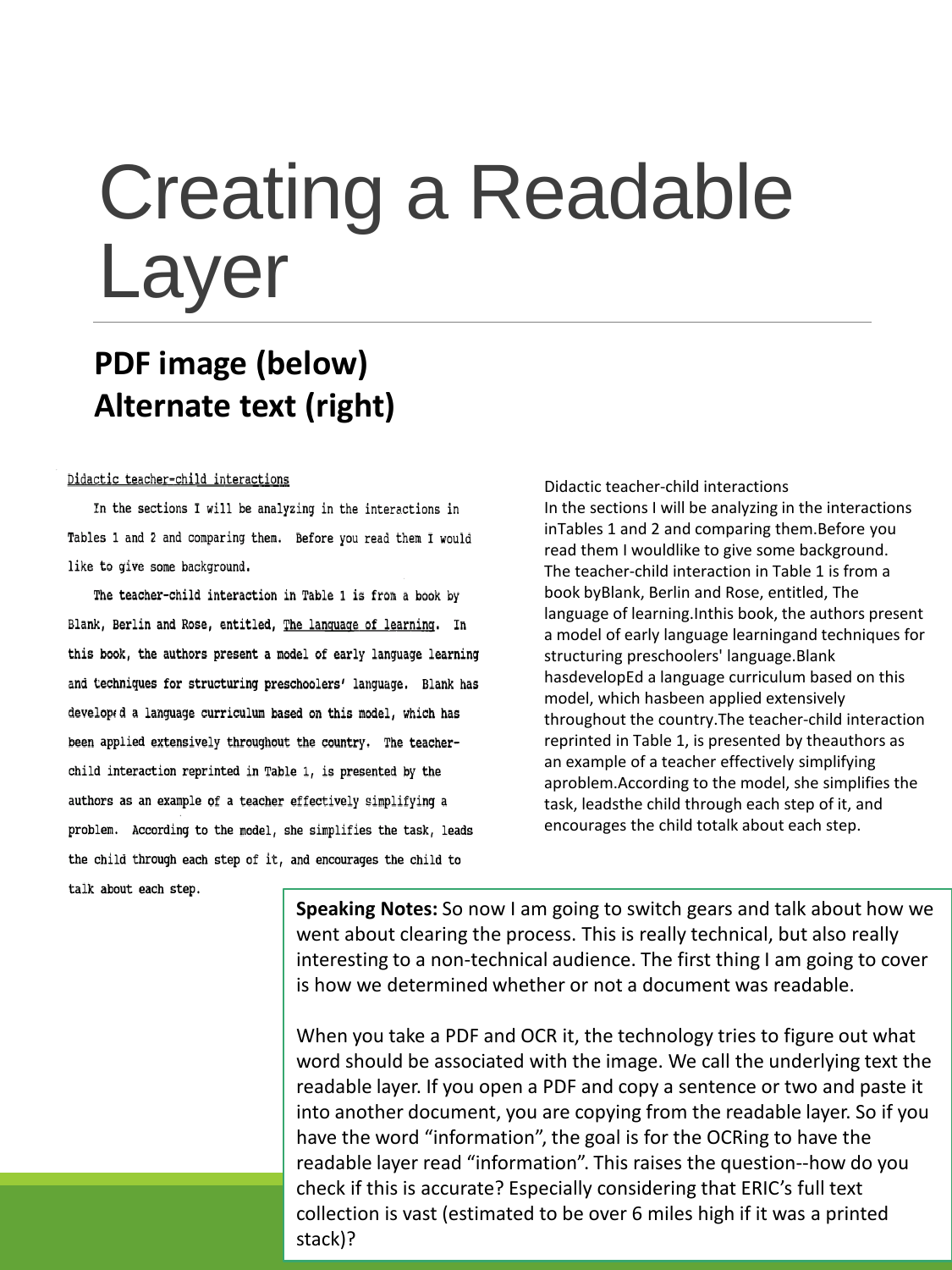# Creating a Readable Layer

**PDF image (below)**
**Alternate text (right)**

Didactic teacher-child interactions

In the sections I will be analyzing in the interactions in Tables 1 and 2 and comparing them. Before you read them I would like to give some background.

The teacher-child interaction in Table 1 is from a book by Blank, Berlin and Rose, entitled, The language of learning. In this book, the authors present a model of early language learning and techniques for structuring preschoolers' language. Blank has develop‹d a language curriculum based on this model, which has been applied extensively throughout the country. The teacher-child interaction reprinted in Table 1, is presented by the authors as an example of a teacher effectively simplifying a problem. According to the model, she simplifies the task, leads the child through each step of it, and encourages the child to talk about each step.

Didactic teacher-child interactions
In the sections I will be analyzing in the interactions inTables 1 and 2 and comparing them.Before you read them I wouldlike to give some background.
The teacher-child interaction in Table 1 is from a book byBlank, Berlin and Rose, entitled, The language of learning.Inthis book, the authors present a model of early language learningand techniques for structuring preschoolers' language.Blank hasdevelopEd a language curriculum based on this model, which hasbeen applied extensively throughout the country.The teacher-child interaction reprinted in Table 1, is presented by theauthors as an example of a teacher effectively simplifying aproblem.According to the model, she simplifies the task, leadsthe child through each step of it, and encourages the child totalk about each step.

**Speaking Notes:** So now I am going to switch gears and talk about how we went about clearing the process. This is really technical, but also really interesting to a non-technical audience. The first thing I am going to cover is how we determined whether or not a document was readable.

When you take a PDF and OCR it, the technology tries to figure out what word should be associated with the image. We call the underlying text the readable layer. If you open a PDF and copy a sentence or two and paste it into another document, you are copying from the readable layer. So if you have the word "information", the goal is for the OCRing to have the readable layer read "information". This raises the question--how do you check if this is accurate? Especially considering that ERIC's full text collection is vast (estimated to be over 6 miles high if it was a printed stack)?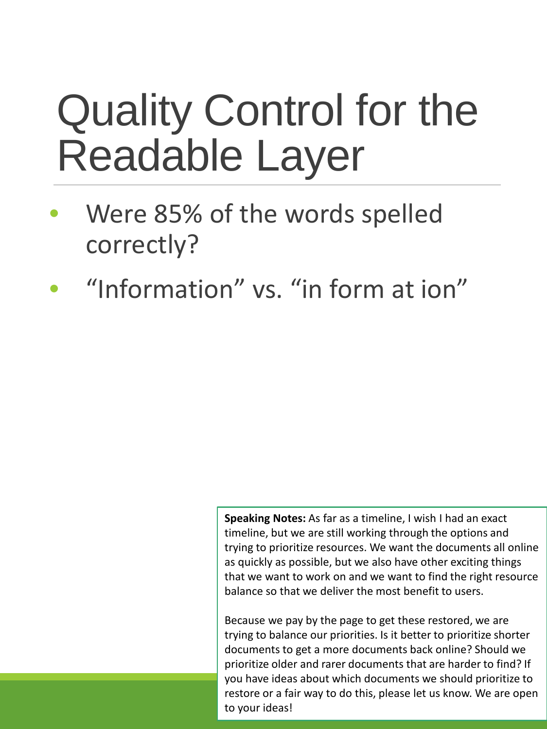# Quality Control for the Readable Layer

- Were 85% of the words spelled correctly?
- “Information” vs. “in form at ion”

**Speaking Notes:** As far as a timeline, I wish I had an exact timeline, but we are still working through the options and trying to prioritize resources. We want the documents all online as quickly as possible, but we also have other exciting things that we want to work on and we want to find the right resource balance so that we deliver the most benefit to users.

Because we pay by the page to get these restored, we are trying to balance our priorities. Is it better to prioritize shorter documents to get a more documents back online? Should we prioritize older and rarer documents that are harder to find? If you have ideas about which documents we should prioritize to restore or a fair way to do this, please let us know. We are open to your ideas!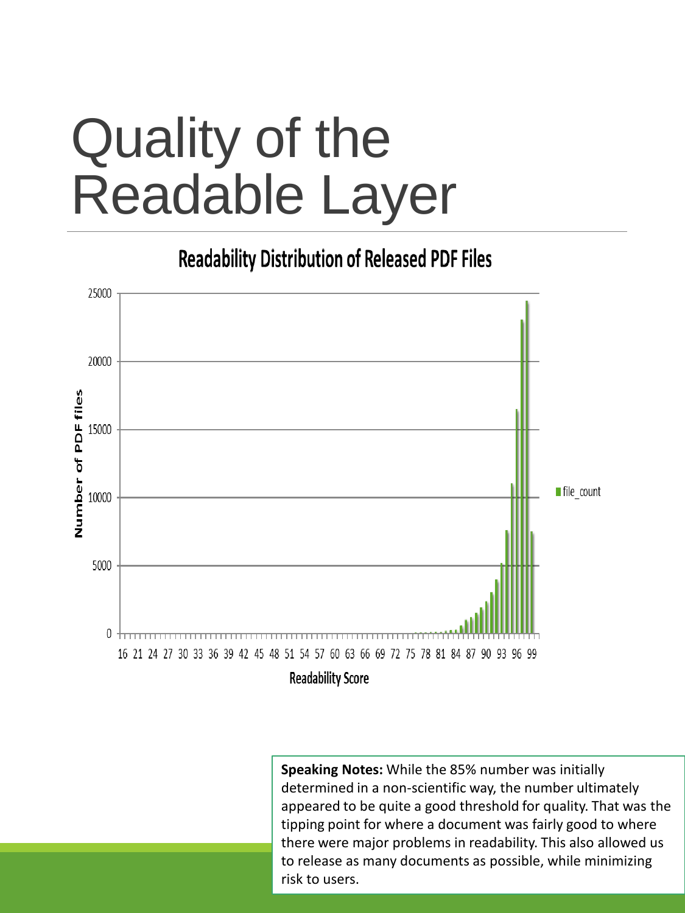# Quality of the Readable Layer

**Readability Distribution of Released PDF Files**

Number of PDF files

25000
20000
15000
10000
5000
0

16 21 24 27 30 33 36 39 42 45 48 51 54 57 60 63 66 69 72 75 78 81 84 87 90 93 96 99

Readability Score

file_count

**Speaking Notes:** While the 85% number was initially determined in a non-scientific way, the number ultimately appeared to be quite a good threshold for quality. That was the tipping point for where a document was fairly good to where there were major problems in readability. This also allowed us to release as many documents as possible, while minimizing risk to users.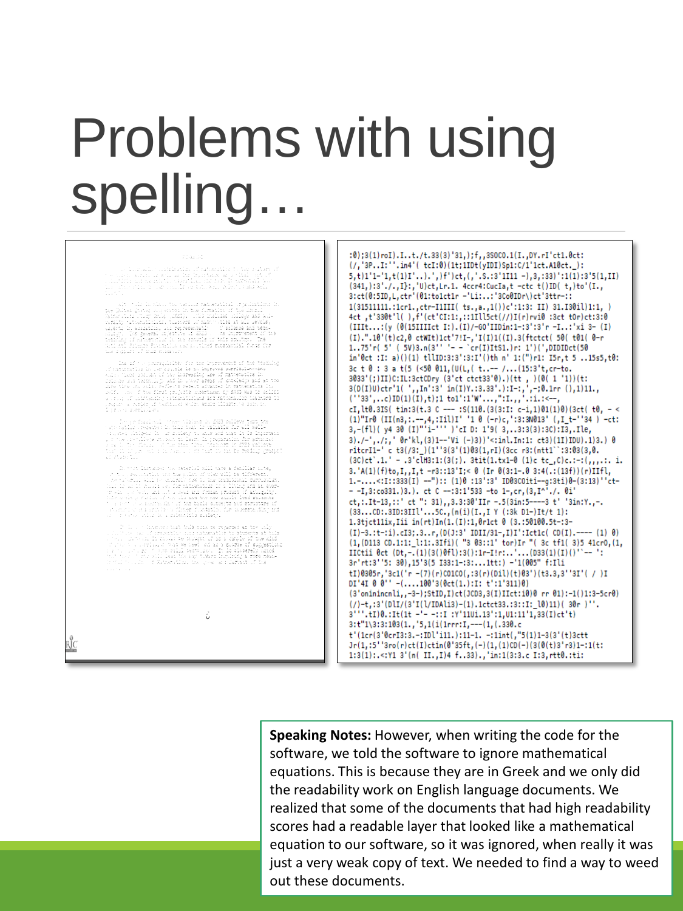# Problems with using spelling…

**Speaking Notes:** However, when writing the code for the software, we told the software to ignore mathematical equations. This is because they are in Greek and we only did the readability work on English language documents. We realized that some of the documents that had high readability scores had a readable layer that looked like a mathematical equation to our software, so it was ignored, when really it was just a very weak copy of text. We needed to find a way to weed out these documents.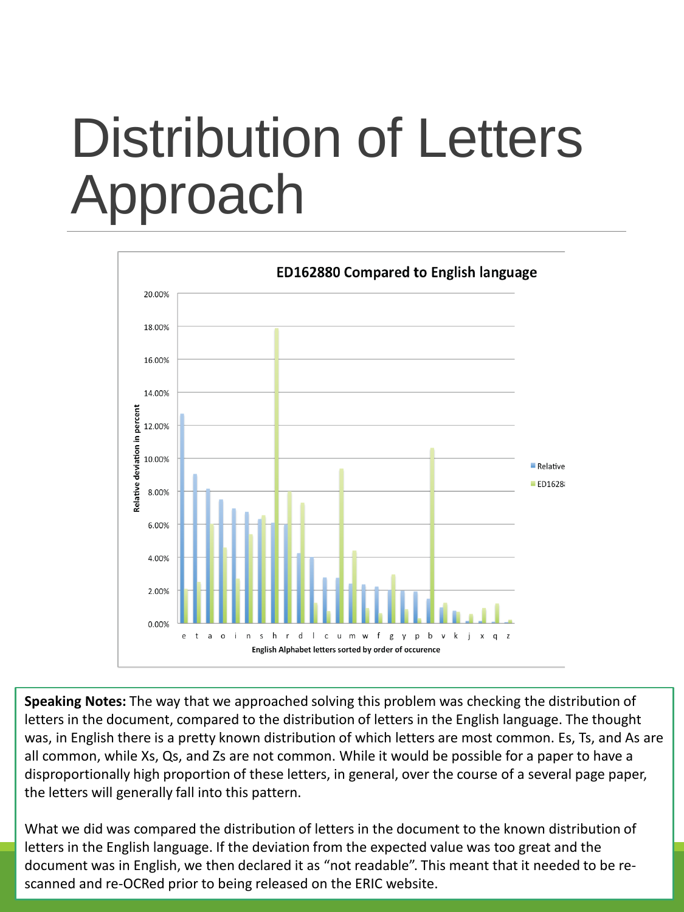# Distribution of Letters Approach

**ED162880 Compared to English language**

**Speaking Notes:** The way that we approached solving this problem was checking the distribution of letters in the document, compared to the distribution of letters in the English language. The thought was, in English there is a pretty known distribution of which letters are most common. Es, Ts, and As are all common, while Xs, Qs, and Zs are not common. While it would be possible for a paper to have a disproportionally high proportion of these letters, in general, over the course of a several page paper, the letters will generally fall into this pattern.

What we did was compared the distribution of letters in the document to the known distribution of letters in the English language. If the deviation from the expected value was too great and the document was in English, we then declared it as “not readable”. This meant that it needed to be re-scanned and re-OCRed prior to being released on the ERIC website.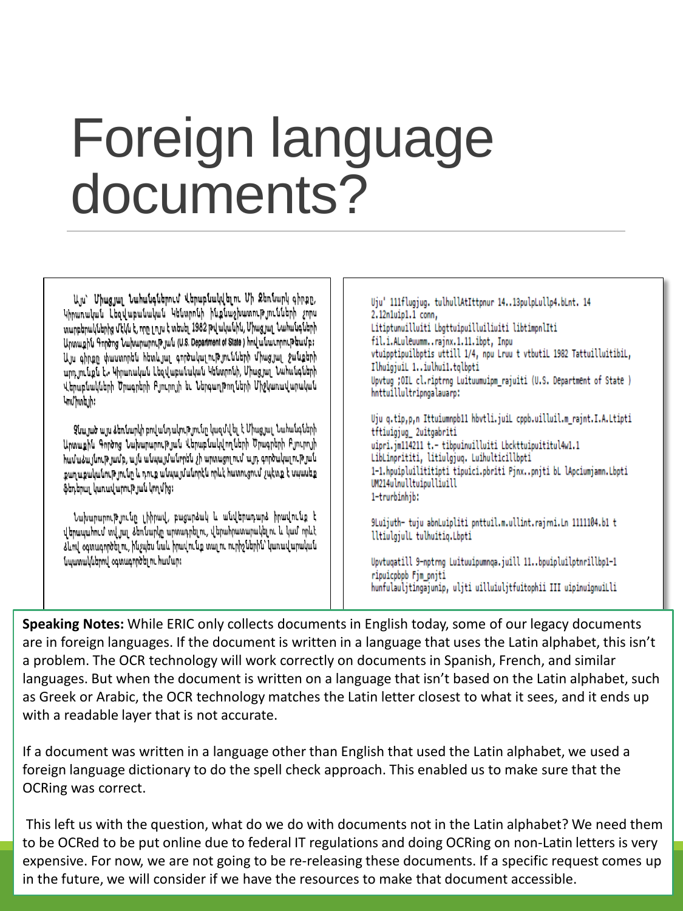# Foreign language documents?

Այս՝ Միացյալ Նահանգներում Վերաբնակվելու Մի Ձեռնարկ գիրքը, Կիրառական Լեզվաբանական Կենտրոնի ինքնաշխատությունների չորս տարբերակներից մեկն է, որը լույս է տեսել 1982 թվականին, Միացյալ Նահանգների Արտաքին Գործոց Նախարարության (U.S. Department of State) հովանավորությամբ: Այս գիրքը փաստորեն հետևյալ գործակալությունների միացյալ ջանքերի արդյունքն է.- Կիրառական Լեզվաբանական Կենտրոնի, Միացյալ Նահանգների Վերաբնակների Ծրագրերի Բյուրոյի եւ Ներգաղթողների Միջկառավարական Կոմիտեյի:

Չնայած այս ձեռնարկի բովանդակությունը կազմվել է Միացյալ Նահանգների Արտաքին Գործոց Նախարարության Վերաբնակվողների Ծրագրերի Բյուրոյի համաձայնությամբ, այն անպայմանորեն չի արտացոլում այդ գործակալության քաղաքականությունը և դուք անպայմանորեն որևէ հաստցում չպետք է սպասեք Ֆեդերալ կառավարության կողմից:

Նախարարությունը լիիրավ, բացարձակ և անվերադարձ իրավունք է վերապահում տվյալ ձեռնարկը արտադրելու, վերահրատարակելու և կամ որևէ ձևով օգտագործելու, ինչպես նաև իրավունք տալու ուրիշներին՝ կառավարական նպատակներով օգտագործելու համար:

```
Uju' 111flugjug. tulhullAtIttpnur 14..13pulpLullp4.bLnt. 14
2.12n1uip1.1 conn,
Litiptunuilluiti Lbgttuipuilluiliuiti libtimpnlIti
fil.i.ALuleuumm..rajnx.1.11.ibpt, Inpu
vtuipptipuilbptis uttill 1/4, npu Lruu t vtbutiL 1982 TattuilluitibiL,
Ilhuigjuil 1..iulhuil.tqlbpti
Upvtug ;OIL cl.riptrng Luituumuipm_rajuiti (U.S. Department of State )
hnttuillultripngalauarp:

Uju q.tip,p,n Ittuiumnpbll hbvtli.juiL cppb.uilluil.m_rajnt.I.A.Ltipti
tftiuigjug_ 2uitgabriti
uipri.jm114211 t.- tibpuinuilluiti Lbckttuipuititul4w1.1
LibLinprititi, litiulgjuq. Luihulticillbpti
1-1.hpuipluilitititipti tipuici.pbriti Pjnx..pnjti bL lApciumjamn.Lbpti
UM214ulnulltuipulliuill
1-trurbinhjb:

9Luijuth- tuju abnLuipliti pnttuil.m.ullint.rajrni.Ln 1111104.b1 t
lltiulgjulL tulhuitiq.Lbpti

Upvtuqatill 9-nptrng Luituuipumnqa.juill 11..bpuipluilptnrillbp1-1
ripuicpbpb Fjm_pnjti
hunfulauljtingajunip, uljti uilluiuljtfuitophii III uipinuignuilli
```

**Speaking Notes:** While ERIC only collects documents in English today, some of our legacy documents are in foreign languages. If the document is written in a language that uses the Latin alphabet, this isn't a problem. The OCR technology will work correctly on documents in Spanish, French, and similar languages. But when the document is written on a language that isn't based on the Latin alphabet, such as Greek or Arabic, the OCR technology matches the Latin letter closest to what it sees, and it ends up with a readable layer that is not accurate.

If a document was written in a language other than English that used the Latin alphabet, we used a foreign language dictionary to do the spell check approach. This enabled us to make sure that the OCRing was correct.

This left us with the question, what do we do with documents not in the Latin alphabet? We need them to be OCRed to be put online due to federal IT regulations and doing OCRing on non-Latin letters is very expensive. For now, we are not going to be re-releasing these documents. If a specific request comes up in the future, we will consider if we have the resources to make that document accessible.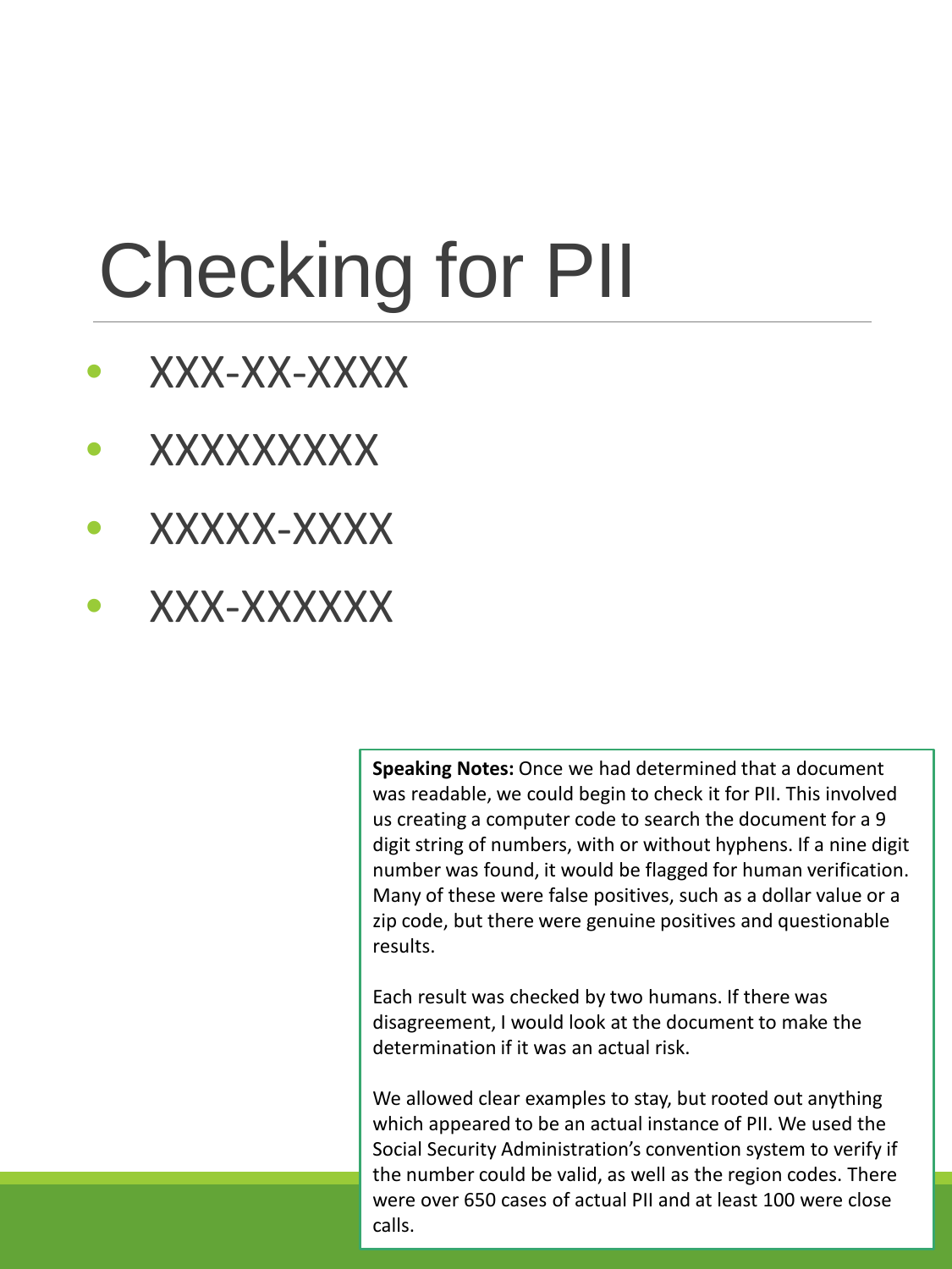# Checking for PII

- XXX-XX-XXXX
- XXXXXXXXX
- XXXXX-XXXX
- XXX-XXXXXX

**Speaking Notes:** Once we had determined that a document was readable, we could begin to check it for PII. This involved us creating a computer code to search the document for a 9 digit string of numbers, with or without hyphens. If a nine digit number was found, it would be flagged for human verification. Many of these were false positives, such as a dollar value or a zip code, but there were genuine positives and questionable results.

Each result was checked by two humans. If there was disagreement, I would look at the document to make the determination if it was an actual risk.

We allowed clear examples to stay, but rooted out anything which appeared to be an actual instance of PII. We used the Social Security Administration's convention system to verify if the number could be valid, as well as the region codes. There were over 650 cases of actual PII and at least 100 were close calls.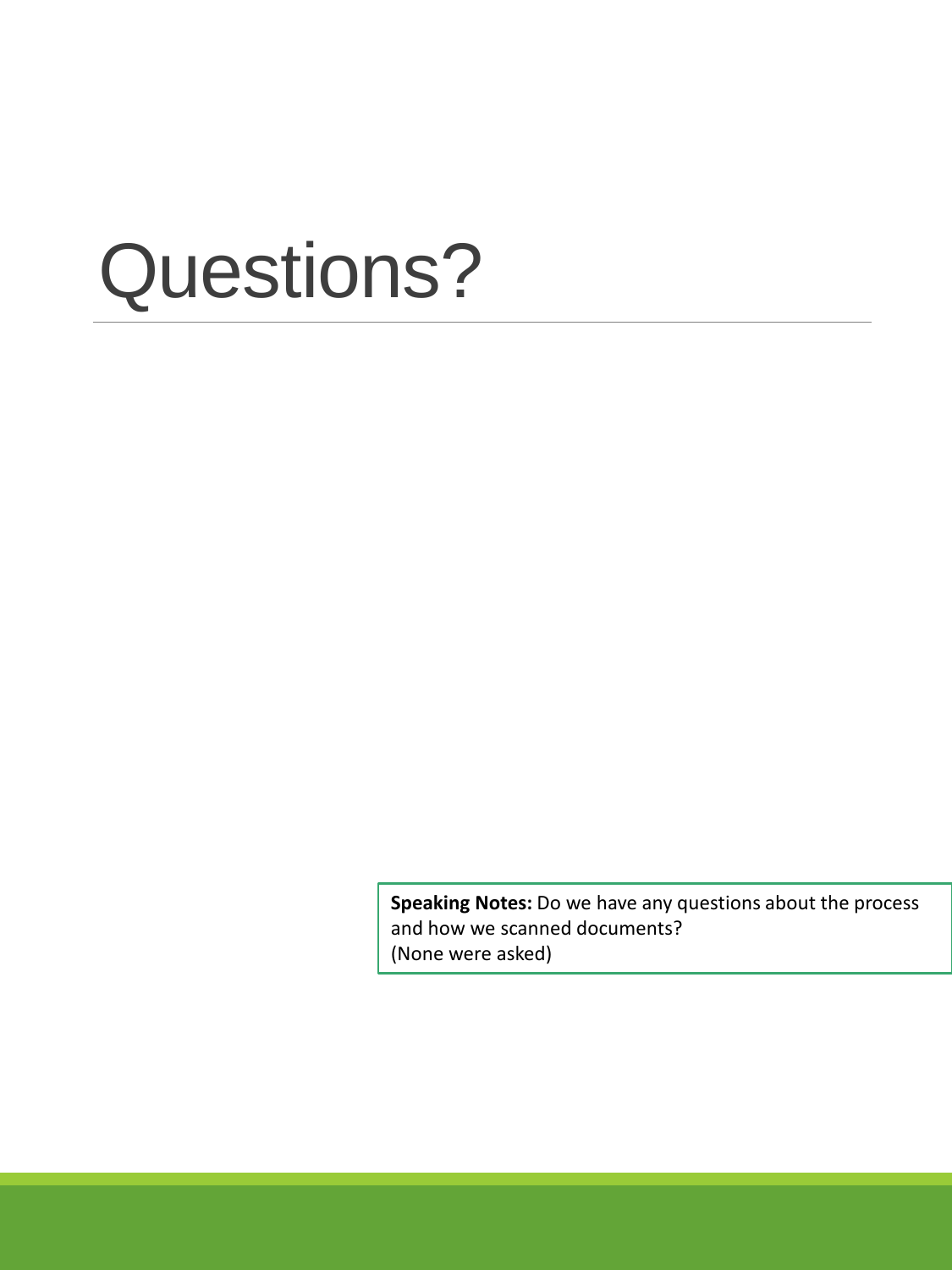# Questions?

**Speaking Notes:** Do we have any questions about the process and how we scanned documents?
(None were asked)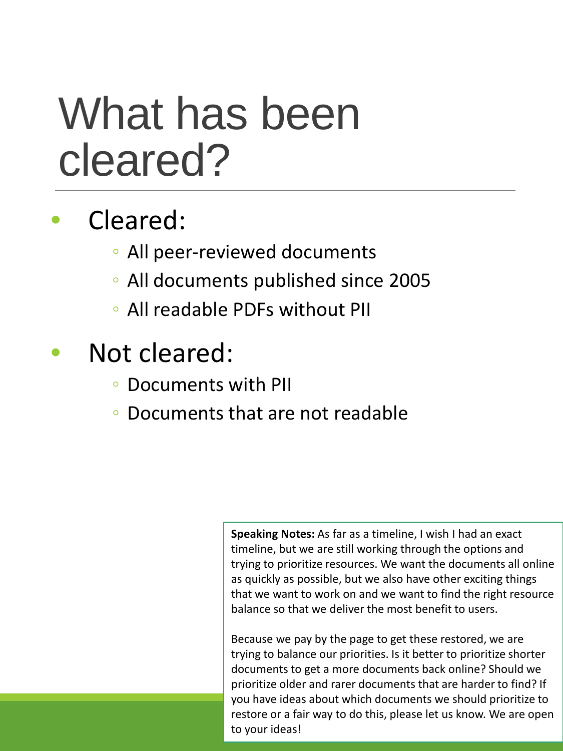# What has been cleared?

- Cleared:
  - All peer-reviewed documents
  - All documents published since 2005
  - All readable PDFs without PII
- Not cleared:
  - Documents with PII
  - Documents that are not readable

**Speaking Notes:** As far as a timeline, I wish I had an exact timeline, but we are still working through the options and trying to prioritize resources. We want the documents all online as quickly as possible, but we also have other exciting things that we want to work on and we want to find the right resource balance so that we deliver the most benefit to users.

Because we pay by the page to get these restored, we are trying to balance our priorities. Is it better to prioritize shorter documents to get a more documents back online? Should we prioritize older and rarer documents that are harder to find? If you have ideas about which documents we should prioritize to restore or a fair way to do this, please let us know. We are open to your ideas!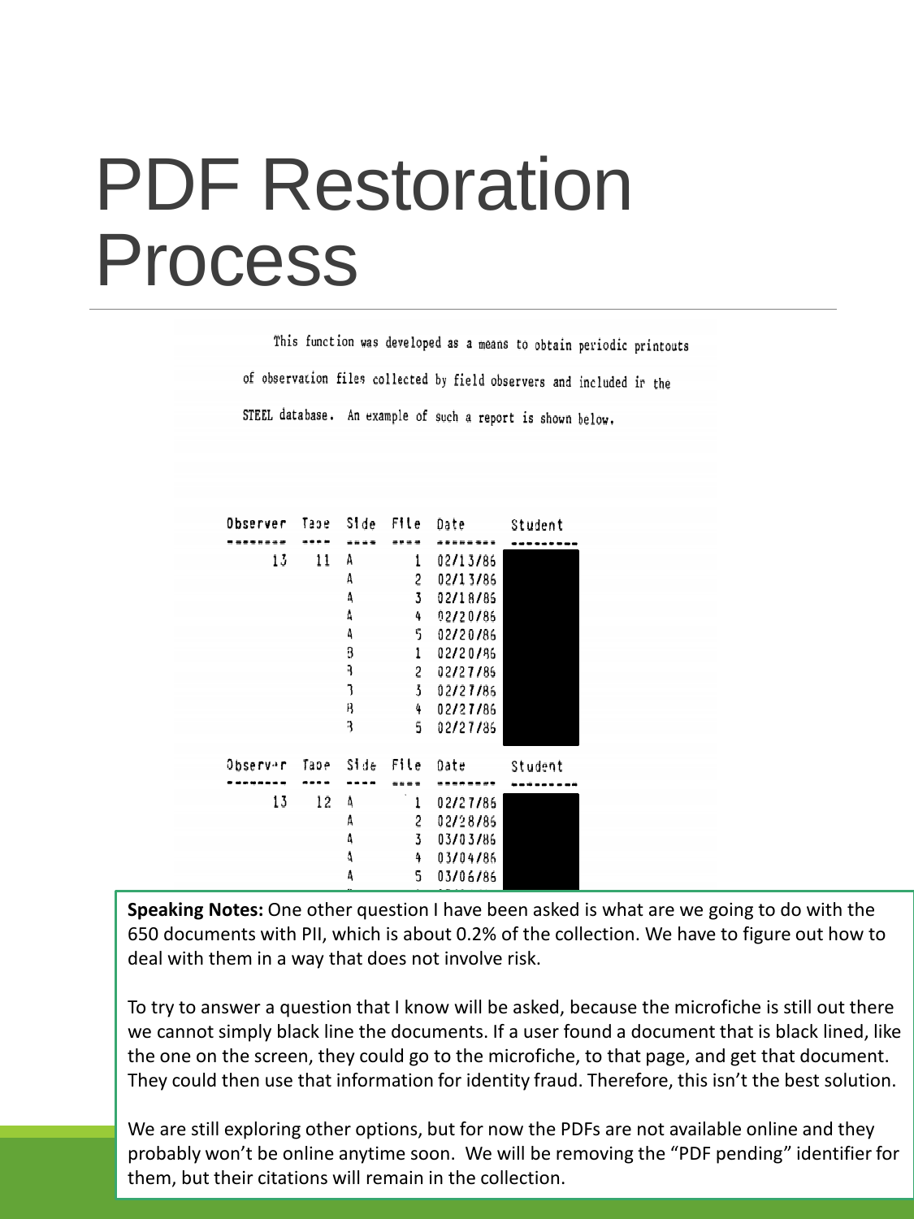# PDF Restoration Process

This function was developed as a means to obtain periodic printouts of observation files collected by field observers and included in the STEEL database. An example of such a report is shown below.

| Observer | Tape | Side | File | Date | Student |
|---|---|---|---|---|---|
| 13 | 11 | A | 1 | 02/13/86 | |
| | | A | 2 | 02/13/86 | |
| | | A | 3 | 02/18/85 | |
| | | A | 4 | 02/20/86 | |
| | | A | 5 | 02/20/86 | |
| | | B | 1 | 02/20/86 | |
| | | B | 2 | 02/27/85 | |
| | | B | 3 | 02/27/86 | |
| | | B | 4 | 02/27/86 | |
| | | B | 5 | 02/27/85 | |

| Observer | Tape | Side | File | Date | Student |
|---|---|---|---|---|---|
| 13 | 12 | A | 1 | 02/27/86 | |
| | | A | 2 | 02/28/85 | |
| | | A | 3 | 03/03/86 | |
| | | A | 4 | 03/04/86 | |
| | | A | 5 | 03/06/86 | |

**Speaking Notes:** One other question I have been asked is what are we going to do with the 650 documents with PII, which is about 0.2% of the collection. We have to figure out how to deal with them in a way that does not involve risk.

To try to answer a question that I know will be asked, because the microfiche is still out there we cannot simply black line the documents. If a user found a document that is black lined, like the one on the screen, they could go to the microfiche, to that page, and get that document. They could then use that information for identity fraud. Therefore, this isn't the best solution.

We are still exploring other options, but for now the PDFs are not available online and they probably won't be online anytime soon. We will be removing the "PDF pending" identifier for them, but their citations will remain in the collection.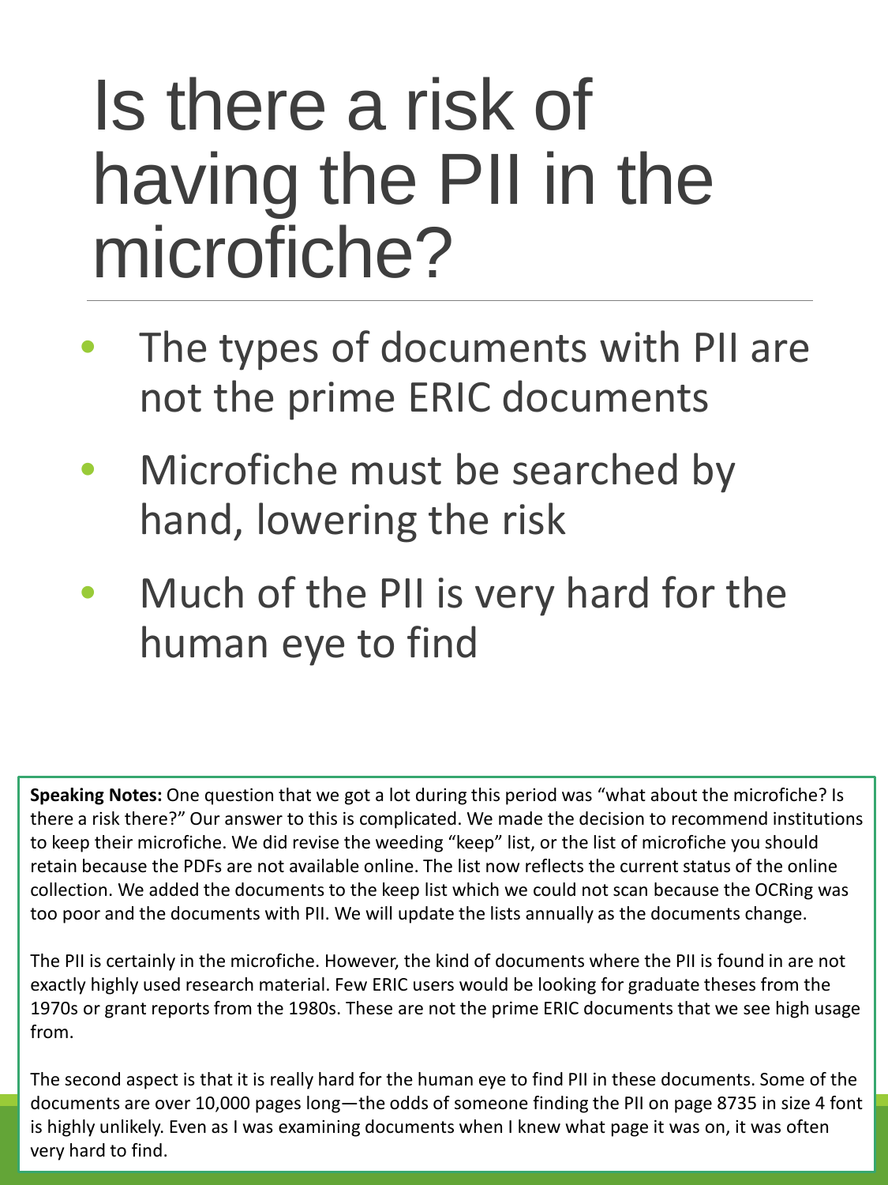# Is there a risk of having the PII in the microfiche?

- The types of documents with PII are not the prime ERIC documents
- Microfiche must be searched by hand, lowering the risk
- Much of the PII is very hard for the human eye to find

**Speaking Notes:** One question that we got a lot during this period was "what about the microfiche? Is there a risk there?" Our answer to this is complicated. We made the decision to recommend institutions to keep their microfiche. We did revise the weeding "keep" list, or the list of microfiche you should retain because the PDFs are not available online. The list now reflects the current status of the online collection. We added the documents to the keep list which we could not scan because the OCRing was too poor and the documents with PII. We will update the lists annually as the documents change.

The PII is certainly in the microfiche. However, the kind of documents where the PII is found in are not exactly highly used research material. Few ERIC users would be looking for graduate theses from the 1970s or grant reports from the 1980s. These are not the prime ERIC documents that we see high usage from.

The second aspect is that it is really hard for the human eye to find PII in these documents. Some of the documents are over 10,000 pages long—the odds of someone finding the PII on page 8735 in size 4 font is highly unlikely. Even as I was examining documents when I knew what page it was on, it was often very hard to find.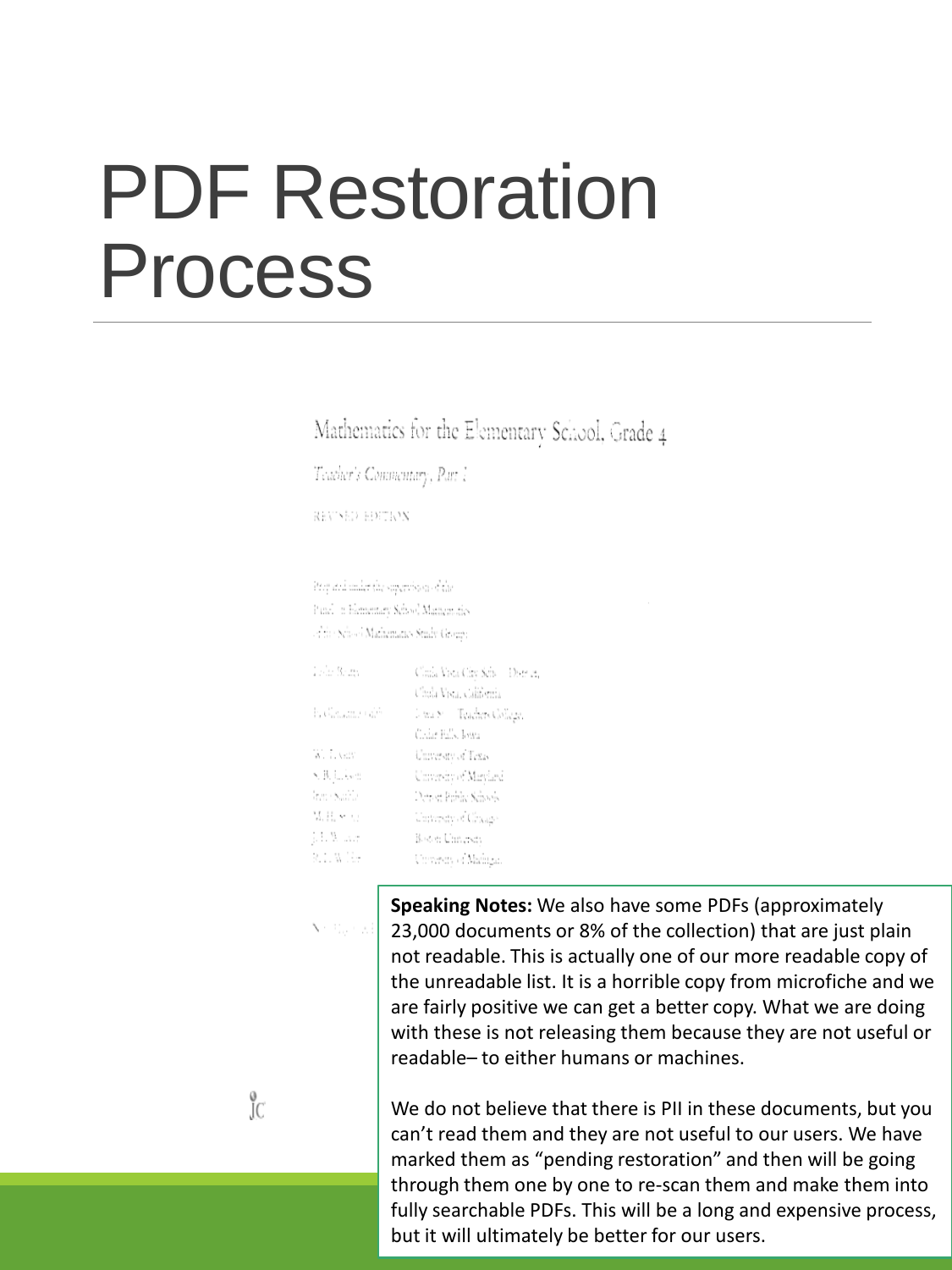# PDF Restoration Process

Mathematics for the Elementary School, Grade 4

*Teacher's Commentary, Part I*

REVISED EDITION

**Speaking Notes:** We also have some PDFs (approximately 23,000 documents or 8% of the collection) that are just plain not readable. This is actually one of our more readable copy of the unreadable list. It is a horrible copy from microfiche and we are fairly positive we can get a better copy. What we are doing with these is not releasing them because they are not useful or readable– to either humans or machines.

We do not believe that there is PII in these documents, but you can't read them and they are not useful to our users. We have marked them as "pending restoration" and then will be going through them one by one to re-scan them and make them into fully searchable PDFs. This will be a long and expensive process, but it will ultimately be better for our users.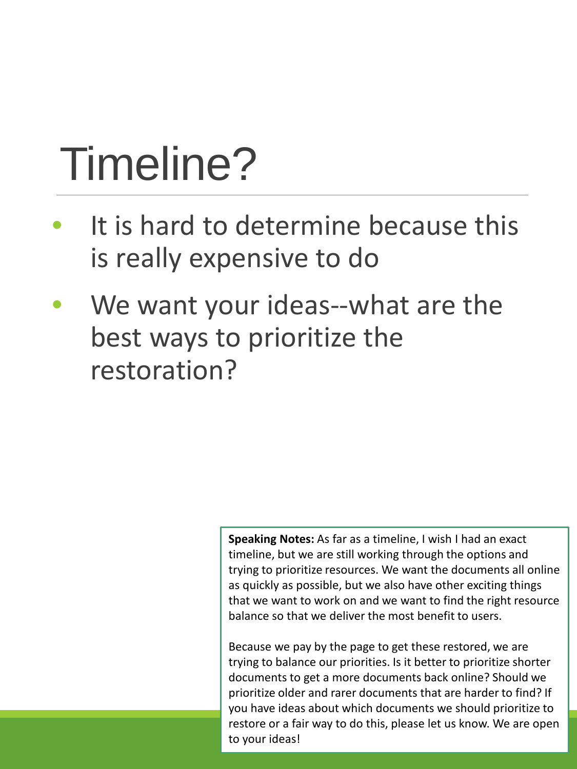# Timeline?

- It is hard to determine because this is really expensive to do
- We want your ideas--what are the best ways to prioritize the restoration?

**Speaking Notes:** As far as a timeline, I wish I had an exact timeline, but we are still working through the options and trying to prioritize resources. We want the documents all online as quickly as possible, but we also have other exciting things that we want to work on and we want to find the right resource balance so that we deliver the most benefit to users.

Because we pay by the page to get these restored, we are trying to balance our priorities. Is it better to prioritize shorter documents to get a more documents back online? Should we prioritize older and rarer documents that are harder to find? If you have ideas about which documents we should prioritize to restore or a fair way to do this, please let us know. We are open to your ideas!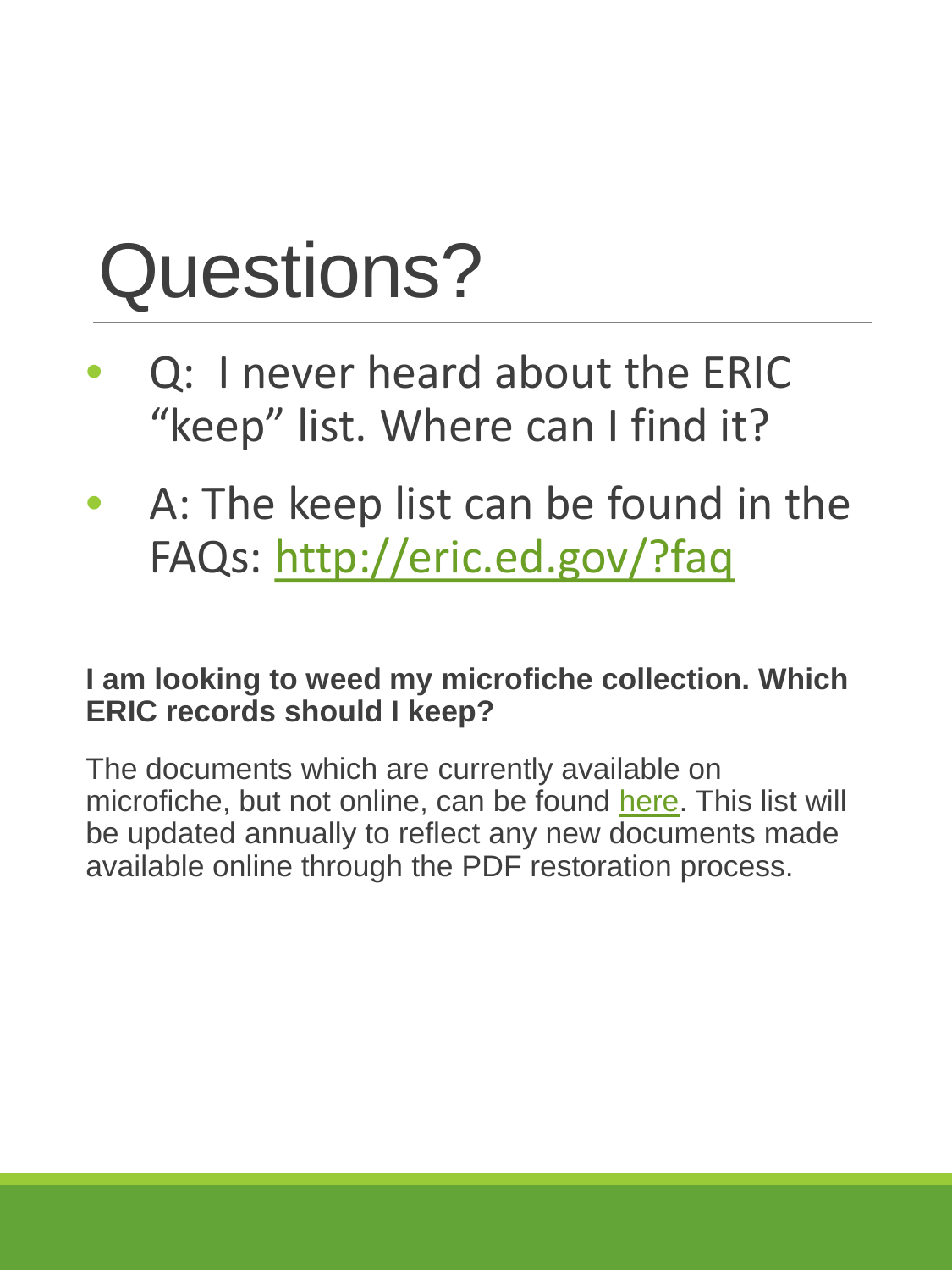# Questions?

- Q: I never heard about the ERIC "keep" list. Where can I find it?
- A: The keep list can be found in the FAQs: [http://eric.ed.gov/?faq](http://eric.ed.gov/?faq)

**I am looking to weed my microfiche collection. Which ERIC records should I keep?**

The documents which are currently available on microfiche, but not online, can be found here. This list will be updated annually to reflect any new documents made available online through the PDF restoration process.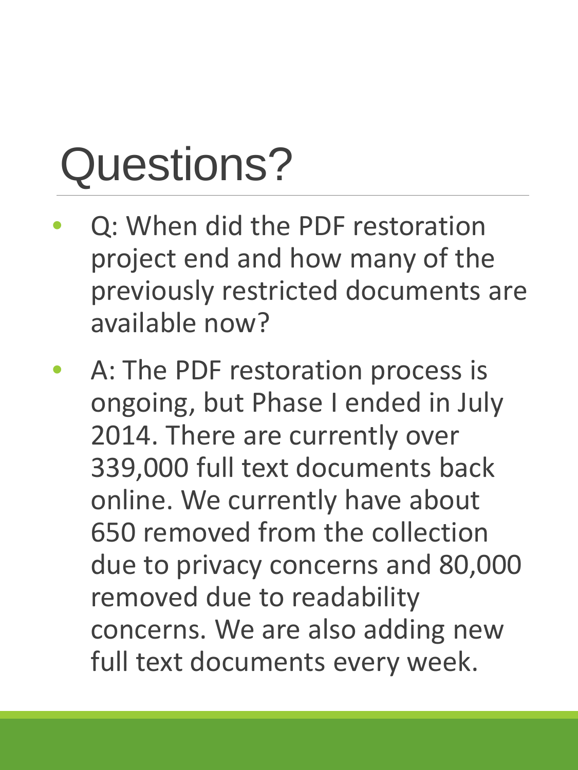# Questions?

- Q: When did the PDF restoration project end and how many of the previously restricted documents are available now?
- A: The PDF restoration process is ongoing, but Phase I ended in July 2014. There are currently over 339,000 full text documents back online. We currently have about 650 removed from the collection due to privacy concerns and 80,000 removed due to readability concerns. We are also adding new full text documents every week.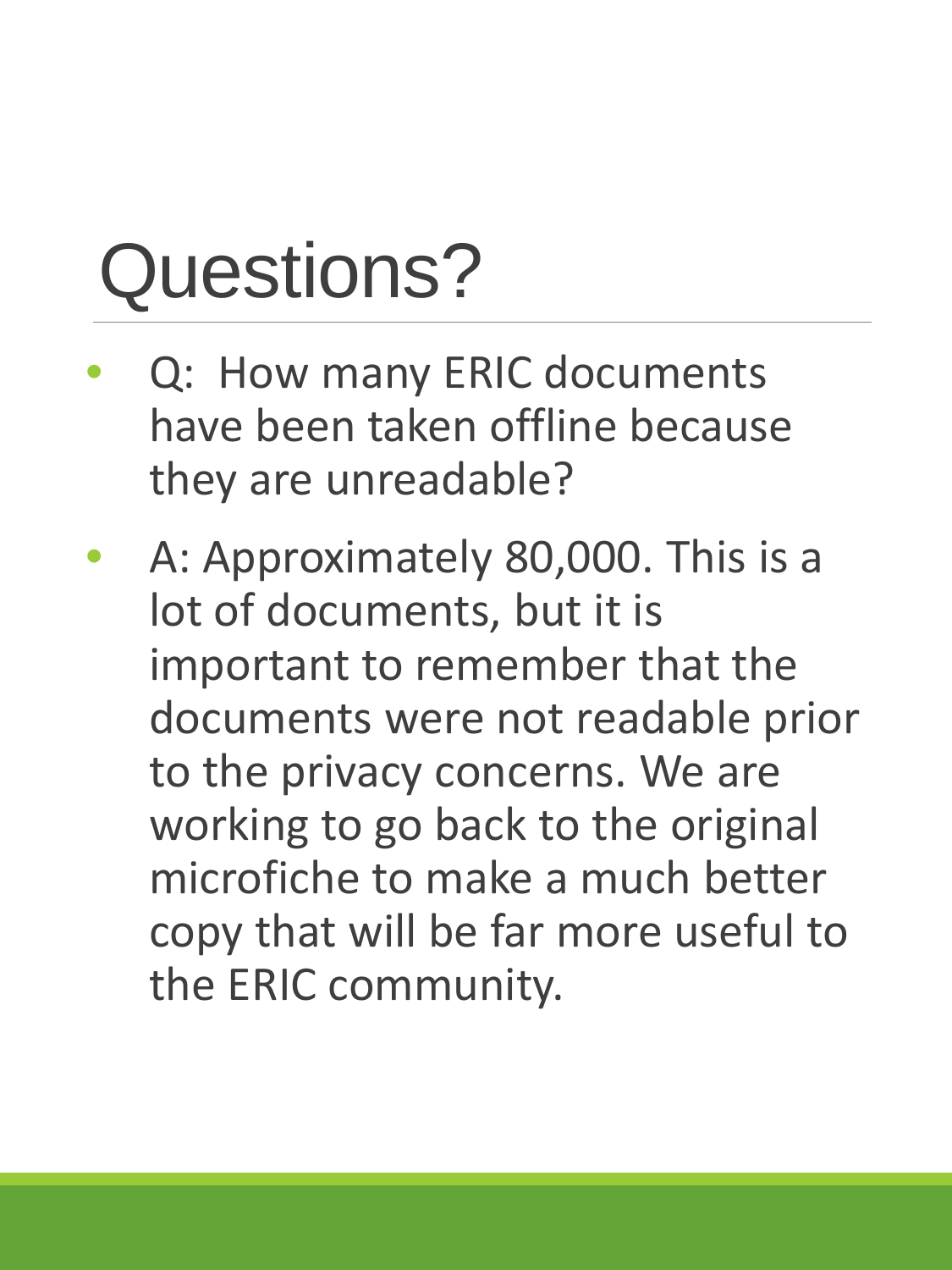# Questions?

- Q: How many ERIC documents have been taken offline because they are unreadable?
- A: Approximately 80,000. This is a lot of documents, but it is important to remember that the documents were not readable prior to the privacy concerns. We are working to go back to the original microfiche to make a much better copy that will be far more useful to the ERIC community.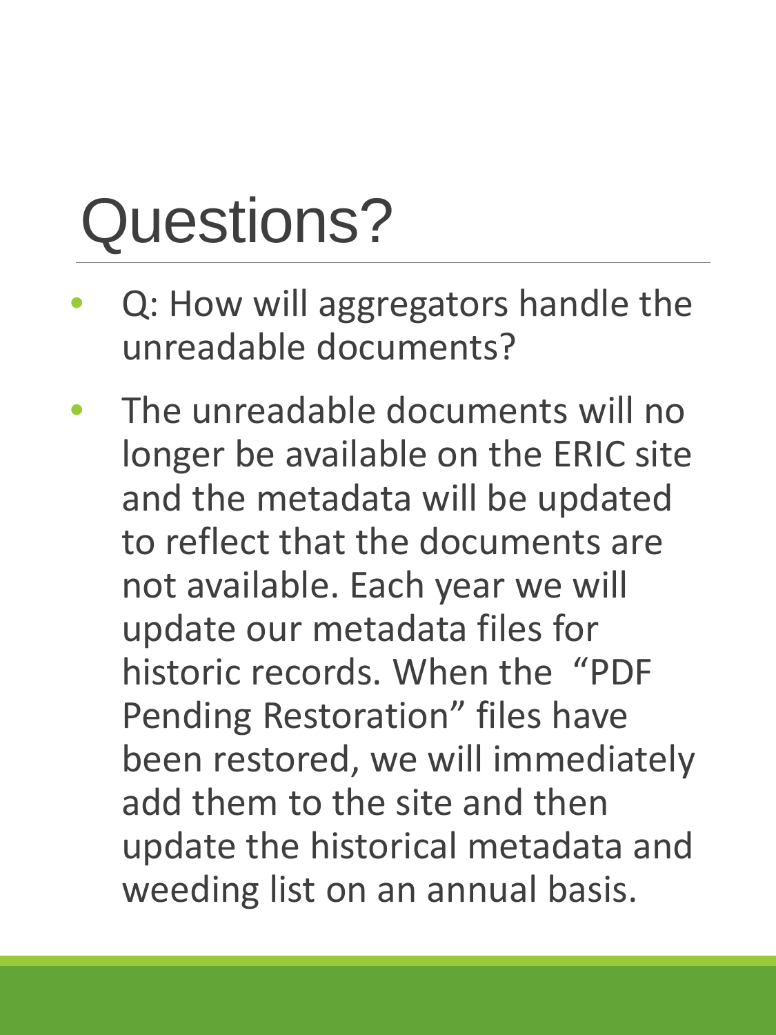# Questions?

- Q: How will aggregators handle the unreadable documents?
- The unreadable documents will no longer be available on the ERIC site and the metadata will be updated to reflect that the documents are not available. Each year we will update our metadata files for historic records. When the "PDF Pending Restoration" files have been restored, we will immediately add them to the site and then update the historical metadata and weeding list on an annual basis.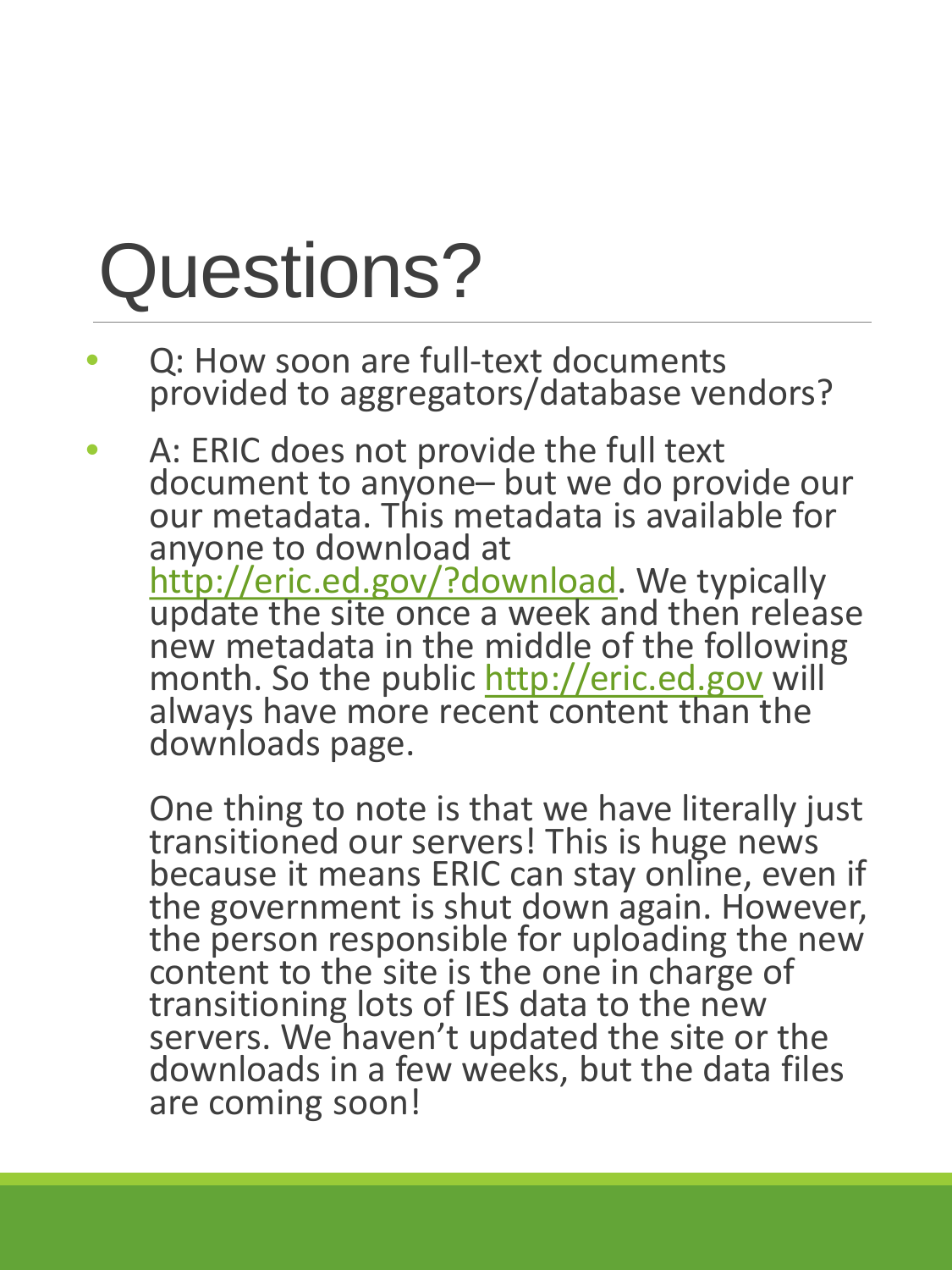# Questions?

- Q: How soon are full-text documents provided to aggregators/database vendors?
- A: ERIC does not provide the full text document to anyone– but we do provide our our metadata. This metadata is available for anyone to download at http://eric.ed.gov/?download. We typically update the site once a week and then release new metadata in the middle of the following month. So the public http://eric.ed.gov will always have more recent content than the downloads page.

  One thing to note is that we have literally just transitioned our servers! This is huge news because it means ERIC can stay online, even if the government is shut down again. However, the person responsible for uploading the new content to the site is the one in charge of transitioning lots of IES data to the new servers. We haven't updated the site or the downloads in a few weeks, but the data files are coming soon!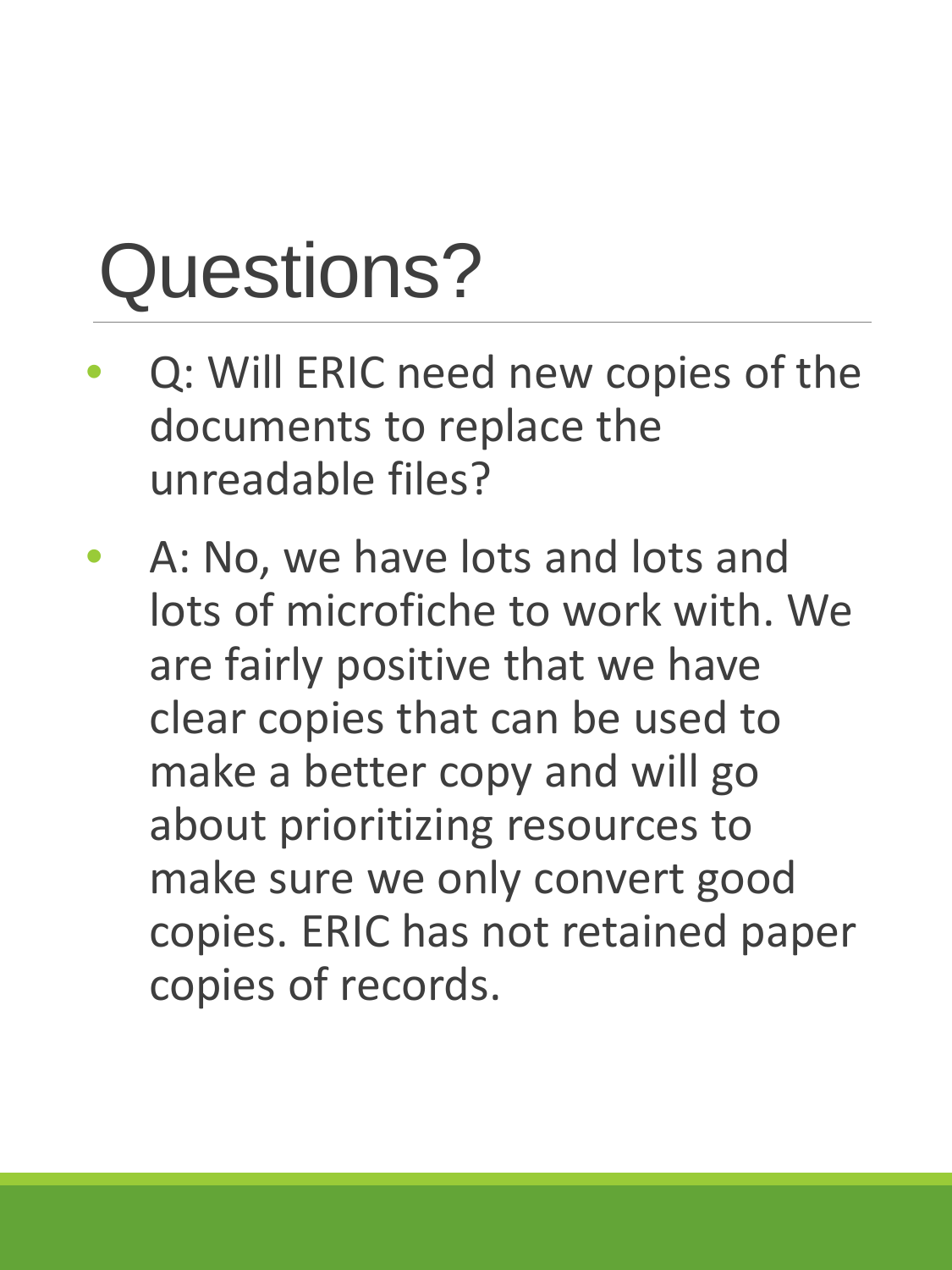# Questions?

- Q: Will ERIC need new copies of the documents to replace the unreadable files?
- A: No, we have lots and lots and lots of microfiche to work with. We are fairly positive that we have clear copies that can be used to make a better copy and will go about prioritizing resources to make sure we only convert good copies. ERIC has not retained paper copies of records.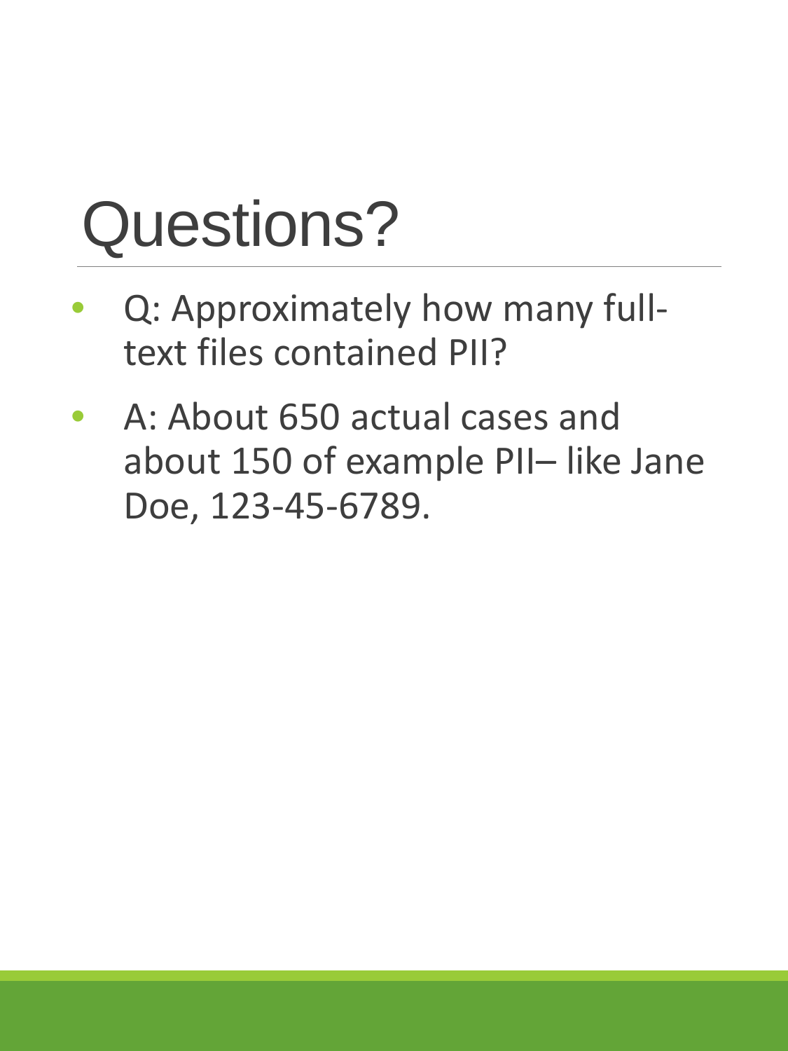# Questions?

- Q: Approximately how many full-text files contained PII?
- A: About 650 actual cases and about 150 of example PII– like Jane Doe, 123-45-6789.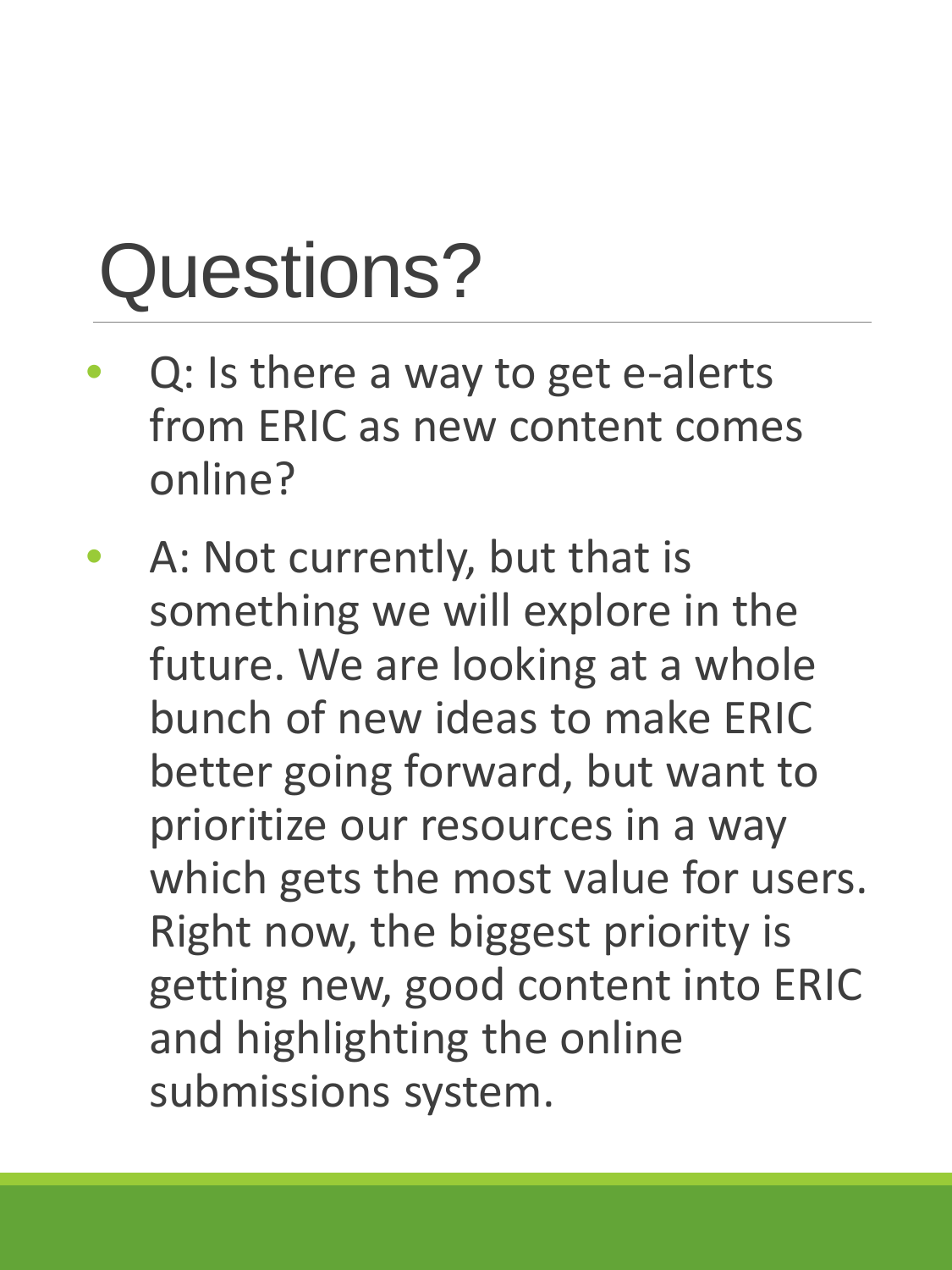# Questions?

- Q: Is there a way to get e-alerts from ERIC as new content comes online?
- A: Not currently, but that is something we will explore in the future. We are looking at a whole bunch of new ideas to make ERIC better going forward, but want to prioritize our resources in a way which gets the most value for users. Right now, the biggest priority is getting new, good content into ERIC and highlighting the online submissions system.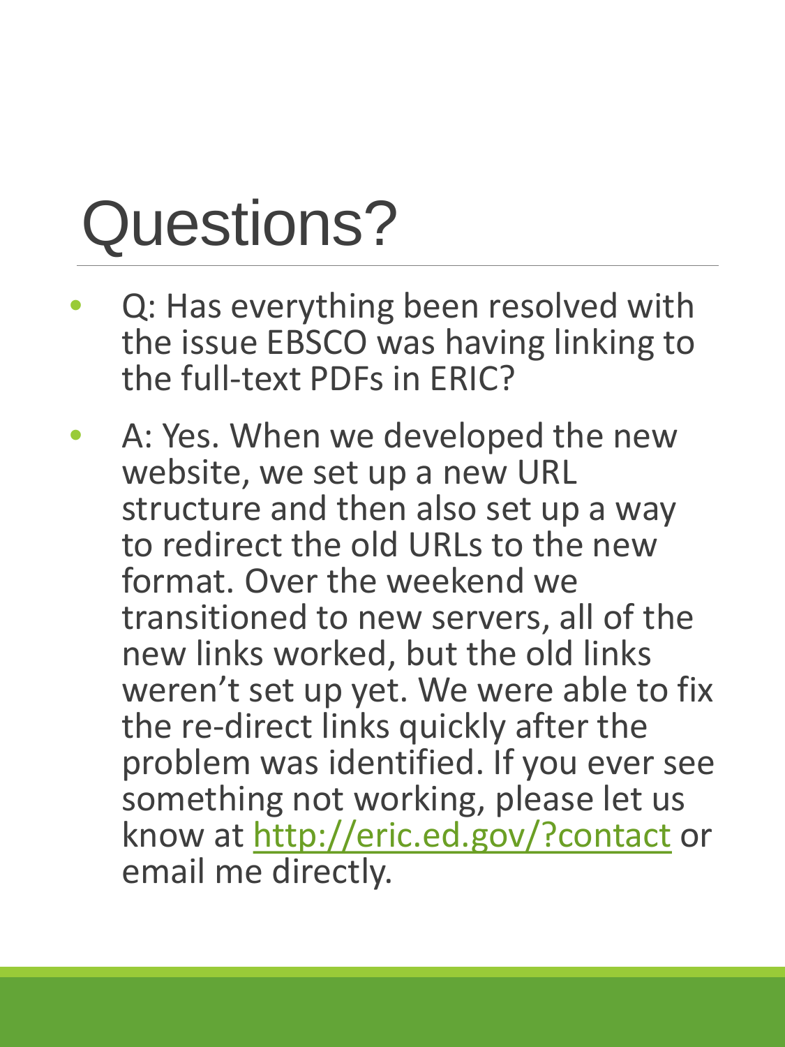# Questions?

- Q: Has everything been resolved with the issue EBSCO was having linking to the full-text PDFs in ERIC?
- A: Yes. When we developed the new website, we set up a new URL structure and then also set up a way to redirect the old URLs to the new format. Over the weekend we transitioned to new servers, all of the new links worked, but the old links weren't set up yet. We were able to fix the re-direct links quickly after the problem was identified. If you ever see something not working, please let us know at [http://eric.ed.gov/?contact](http://eric.ed.gov/?contact) or email me directly.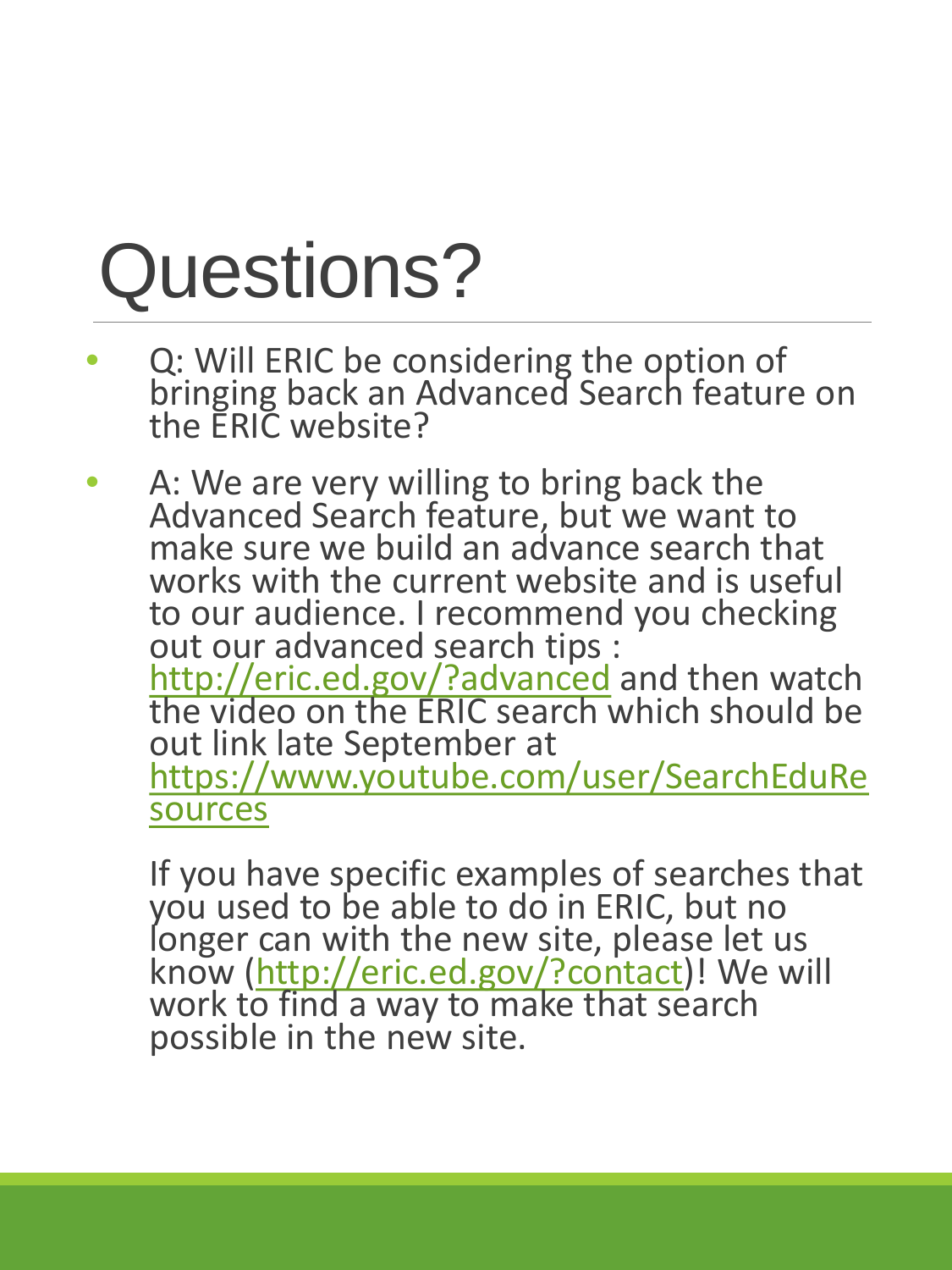# Questions?

- Q: Will ERIC be considering the option of bringing back an Advanced Search feature on the ERIC website?
- A: We are very willing to bring back the Advanced Search feature, but we want to make sure we build an advance search that works with the current website and is useful to our audience. I recommend you checking out our advanced search tips : [http://eric.ed.gov/?advanced](http://eric.ed.gov/?advanced) and then watch the video on the ERIC search which should be out link late September at [https://www.youtube.com/user/SearchEduResources](https://www.youtube.com/user/SearchEduResources)

  If you have specific examples of searches that you used to be able to do in ERIC, but no longer can with the new site, please let us know ([http://eric.ed.gov/?contact](http://eric.ed.gov/?contact))! We will work to find a way to make that search possible in the new site.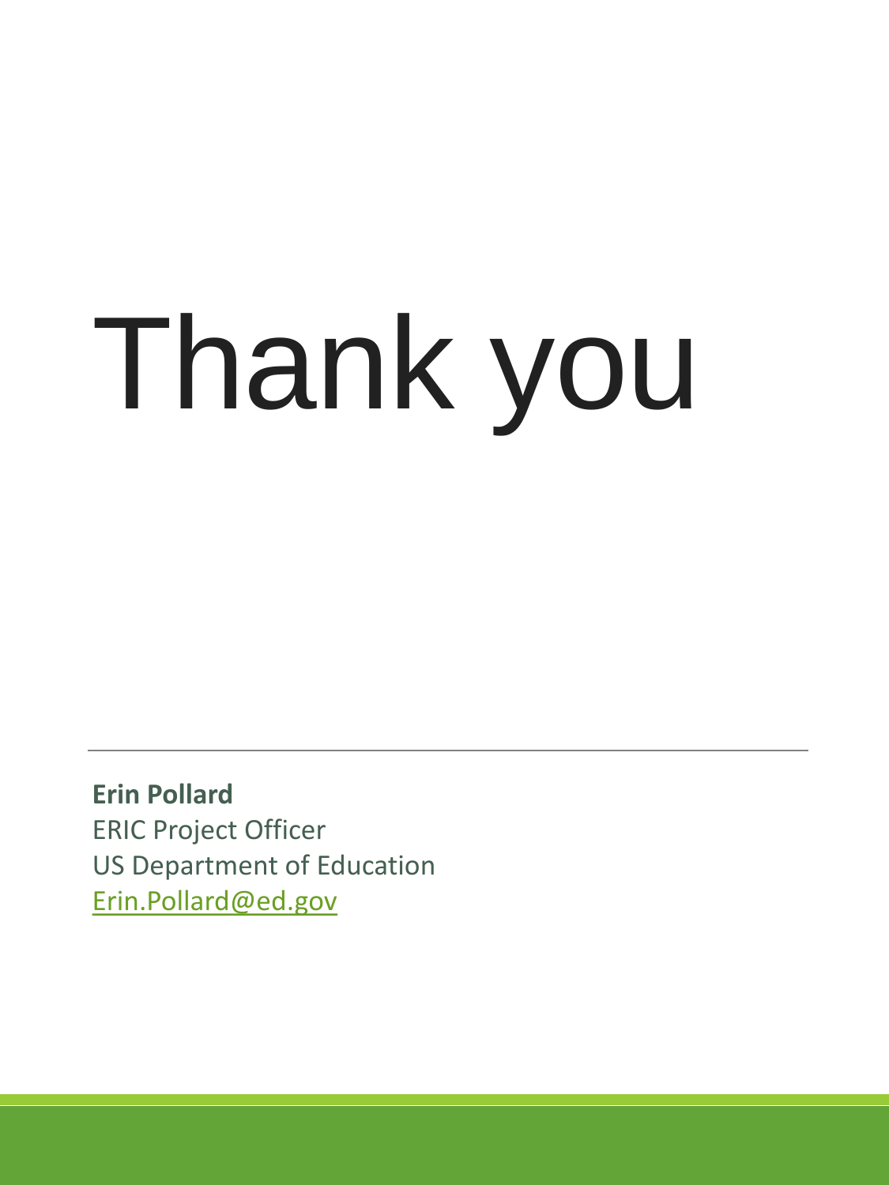# Thank you

**Erin Pollard**
ERIC Project Officer
US Department of Education
Erin.Pollard@ed.gov